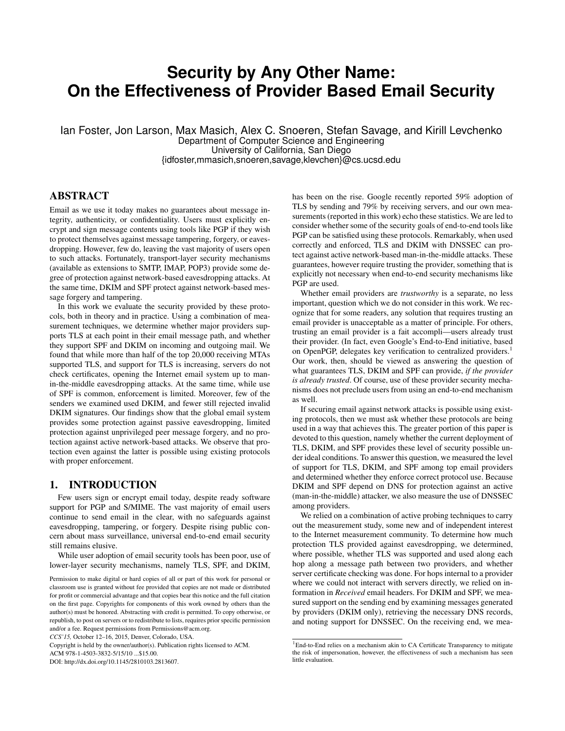# Security by Any Other Name: On the Effectiveness of Provider Based Email Security

Ian Foster, Jon Larson, Max Masich, Alex C. Snoeren, Stefan Savage, and Kirill Levchenko
Department of Computer Science and Engineering
University of California, San Diego
{idfoster,mmasich,snoeren,savage,klevchen}@cs.ucsd.edu

## ABSTRACT

Email as we use it today makes no guarantees about message integrity, authenticity, or confidentiality. Users must explicitly encrypt and sign message contents using tools like PGP if they wish to protect themselves against message tampering, forgery, or eavesdropping. However, few do, leaving the vast majority of users open to such attacks. Fortunately, transport-layer security mechanisms (available as extensions to SMTP, IMAP, POP3) provide some degree of protection against network-based eavesdropping attacks. At the same time, DKIM and SPF protect against network-based message forgery and tampering.

In this work we evaluate the security provided by these protocols, both in theory and in practice. Using a combination of measurement techniques, we determine whether major providers supports TLS at each point in their email message path, and whether they support SPF and DKIM on incoming and outgoing mail. We found that while more than half of the top 20,000 receiving MTAs supported TLS, and support for TLS is increasing, servers do not check certificates, opening the Internet email system up to man-in-the-middle eavesdropping attacks. At the same time, while use of SPF is common, enforcement is limited. Moreover, few of the senders we examined used DKIM, and fewer still rejected invalid DKIM signatures. Our findings show that the global email system provides some protection against passive eavesdropping, limited protection against unprivileged peer message forgery, and no protection against active network-based attacks. We observe that protection even against the latter is possible using existing protocols with proper enforcement.

## 1. INTRODUCTION

Few users sign or encrypt email today, despite ready software support for PGP and S/MIME. The vast majority of email users continue to send email in the clear, with no safeguards against eavesdropping, tampering, or forgery. Despite rising public concern about mass surveillance, universal end-to-end email security still remains elusive.

While user adoption of email security tools has been poor, use of lower-layer security mechanisms, namely TLS, SPF, and DKIM, has been on the rise. Google recently reported 59% adoption of TLS by sending and 79% by receiving servers, and our own measurements (reported in this work) echo these statistics. We are led to consider whether some of the security goals of end-to-end tools like PGP can be satisfied using these protocols. Remarkably, when used correctly and enforced, TLS and DKIM with DNSSEC can protect against active network-based man-in-the-middle attacks. These guarantees, however require trusting the provider, something that is explicitly not necessary when end-to-end security mechanisms like PGP are used.

Whether email providers are *trustworthy* is a separate, no less important, question which we do not consider in this work. We recognize that for some readers, any solution that requires trusting an email provider is unacceptable as a matter of principle. For others, trusting an email provider is a fait accompli—users already trust their provider. (In fact, even Google's End-to-End initiative, based on OpenPGP, delegates key verification to centralized providers.[1] Our work, then, should be viewed as answering the question of what guarantees TLS, DKIM and SPF can provide, *if the provider is already trusted*. Of course, use of these provider security mechanisms does not preclude users from using an end-to-end mechanism as well.

If securing email against network attacks is possible using existing protocols, then we must ask whether these protocols are being used in a way that achieves this. The greater portion of this paper is devoted to this question, namely whether the current deployment of TLS, DKIM, and SPF provides these level of security possible under ideal conditions. To answer this question, we measured the level of support for TLS, DKIM, and SPF among top email providers and determined whether they enforce correct protocol use. Because DKIM and SPF depend on DNS for protection against an active (man-in-the-middle) attacker, we also measure the use of DNSSEC among providers.

We relied on a combination of active probing techniques to carry out the measurement study, some new and of independent interest to the Internet measurement community. To determine how much protection TLS provided against eavesdropping, we determined, where possible, whether TLS was supported and used along each hop along a message path between two providers, and whether server certificate checking was done. For hops internal to a provider where we could not interact with servers directly, we relied on information in *Received* email headers. For DKIM and SPF, we measured support on the sending end by examining messages generated by providers (DKIM only), retrieving the necessary DNS records, and noting support for DNSSEC. On the receiving end, we mea-

Permission to make digital or hard copies of all or part of this work for personal or classroom use is granted without fee provided that copies are not made or distributed for profit or commercial advantage and that copies bear this notice and the full citation on the first page. Copyrights for components of this work owned by others than the author(s) must be honored. Abstracting with credit is permitted. To copy otherwise, or republish, to post on servers or to redistribute to lists, requires prior specific permission and/or a fee. Request permissions from Permissions@acm.org.
*CCS'15,* October 12–16, 2015, Denver, Colorado, USA.
Copyright is held by the owner/author(s). Publication rights licensed to ACM.
ACM 978-1-4503-3832-5/15/10 ...$15.00.
DOI: http://dx.doi.org/10.1145/2810103.2813607.

[1] End-to-End relies on a mechanism akin to CA Certificate Transparency to mitigate the risk of impersonation, however, the effectiveness of such a mechanism has seen little evaluation.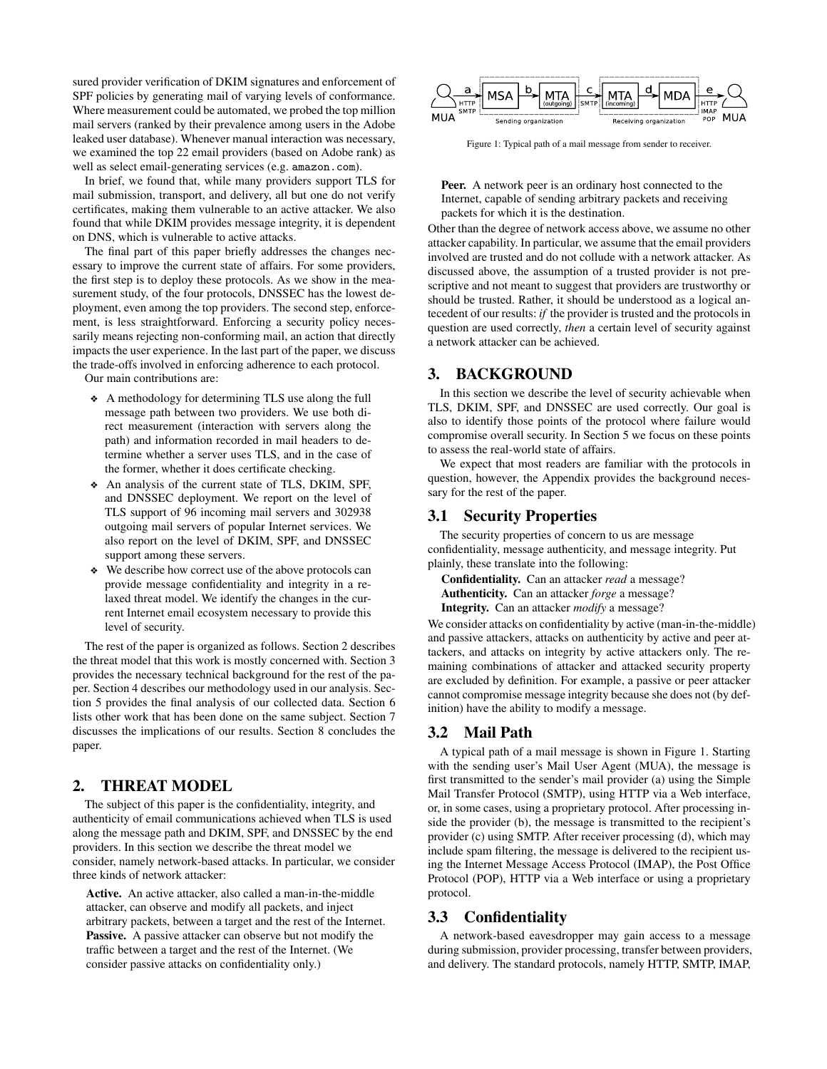sured provider verification of DKIM signatures and enforcement of SPF policies by generating mail of varying levels of conformance. Where measurement could be automated, we probed the top million mail servers (ranked by their prevalence among users in the Adobe leaked user database). Whenever manual interaction was necessary, we examined the top 22 email providers (based on Adobe rank) as well as select email-generating services (e.g. `amazon.com`).

In brief, we found that, while many providers support TLS for mail submission, transport, and delivery, all but one do not verify certificates, making them vulnerable to an active attacker. We also found that while DKIM provides message integrity, it is dependent on DNS, which is vulnerable to active attacks.

The final part of this paper briefly addresses the changes necessary to improve the current state of affairs. For some providers, the first step is to deploy these protocols. As we show in the measurement study, of the four protocols, DNSSEC has the lowest deployment, even among the top providers. The second step, enforcement, is less straightforward. Enforcing a security policy necessarily means rejecting non-conforming mail, an action that directly impacts the user experience. In the last part of the paper, we discuss the trade-offs involved in enforcing adherence to each protocol.

Our main contributions are:

- A methodology for determining TLS use along the full message path between two providers. We use both direct measurement (interaction with servers along the path) and information recorded in mail headers to determine whether a server uses TLS, and in the case of the former, whether it does certificate checking.
- An analysis of the current state of TLS, DKIM, SPF, and DNSSEC deployment. We report on the level of TLS support of 96 incoming mail servers and 302938 outgoing mail servers of popular Internet services. We also report on the level of DKIM, SPF, and DNSSEC support among these servers.
- We describe how correct use of the above protocols can provide message confidentiality and integrity in a relaxed threat model. We identify the changes in the current Internet email ecosystem necessary to provide this level of security.

The rest of the paper is organized as follows. Section 2 describes the threat model that this work is mostly concerned with. Section 3 provides the necessary technical background for the rest of the paper. Section 4 describes our methodology used in our analysis. Section 5 provides the final analysis of our collected data. Section 6 lists other work that has been done on the same subject. Section 7 discusses the implications of our results. Section 8 concludes the paper.

## 2. THREAT MODEL

The subject of this paper is the confidentiality, integrity, and authenticity of email communications achieved when TLS is used along the message path and DKIM, SPF, and DNSSEC by the end providers. In this section we describe the threat model we consider, namely network-based attacks. In particular, we consider three kinds of network attacker:

**Active.** An active attacker, also called a man-in-the-middle attacker, can observe and modify all packets, and inject arbitrary packets, between a target and the rest of the Internet.
**Passive.** A passive attacker can observe but not modify the traffic between a target and the rest of the Internet. (We consider passive attacks on confidentiality only.)
**Peer.** A network peer is an ordinary host connected to the Internet, capable of sending arbitrary packets and receiving packets for which it is the destination.

Other than the degree of network access above, we assume no other attacker capability. In particular, we assume that the email providers involved are trusted and do not collude with a network attacker. As discussed above, the assumption of a trusted provider is not prescriptive and not meant to suggest that providers are trustworthy or should be trusted. Rather, it should be understood as a logical antecedent of our results: *if* the provider is trusted and the protocols in question are used correctly, *then* a certain level of security against a network attacker can be achieved.

Figure 1: Typical path of a mail message from sender to receiver.

## 3. BACKGROUND

In this section we describe the level of security achievable when TLS, DKIM, SPF, and DNSSEC are used correctly. Our goal is also to identify those points of the protocol where failure would compromise overall security. In Section 5 we focus on these points to assess the real-world state of affairs.

We expect that most readers are familiar with the protocols in question, however, the Appendix provides the background necessary for the rest of the paper.

### 3.1 Security Properties

The security properties of concern to us are message confidentiality, message authenticity, and message integrity. Put plainly, these translate into the following:

**Confidentiality.** Can an attacker *read* a message?
**Authenticity.** Can an attacker *forge* a message?
**Integrity.** Can an attacker *modify* a message?

We consider attacks on confidentiality by active (man-in-the-middle) and passive attackers, attacks on authenticity by active and peer attackers, and attacks on integrity by active attackers only. The remaining combinations of attacker and attacked security property are excluded by definition. For example, a passive or peer attacker cannot compromise message integrity because she does not (by definition) have the ability to modify a message.

### 3.2 Mail Path

A typical path of a mail message is shown in Figure 1. Starting with the sending user's Mail User Agent (MUA), the message is first transmitted to the sender's mail provider (a) using the Simple Mail Transfer Protocol (SMTP), using HTTP via a Web interface, or, in some cases, using a proprietary protocol. After processing inside the provider (b), the message is transmitted to the recipient's provider (c) using SMTP. After receiver processing (d), which may include spam filtering, the message is delivered to the recipient using the Internet Message Access Protocol (IMAP), the Post Office Protocol (POP), HTTP via a Web interface or using a proprietary protocol.

### 3.3 Confidentiality

A network-based eavesdropper may gain access to a message during submission, provider processing, transfer between providers, and delivery. The standard protocols, namely HTTP, SMTP, IMAP,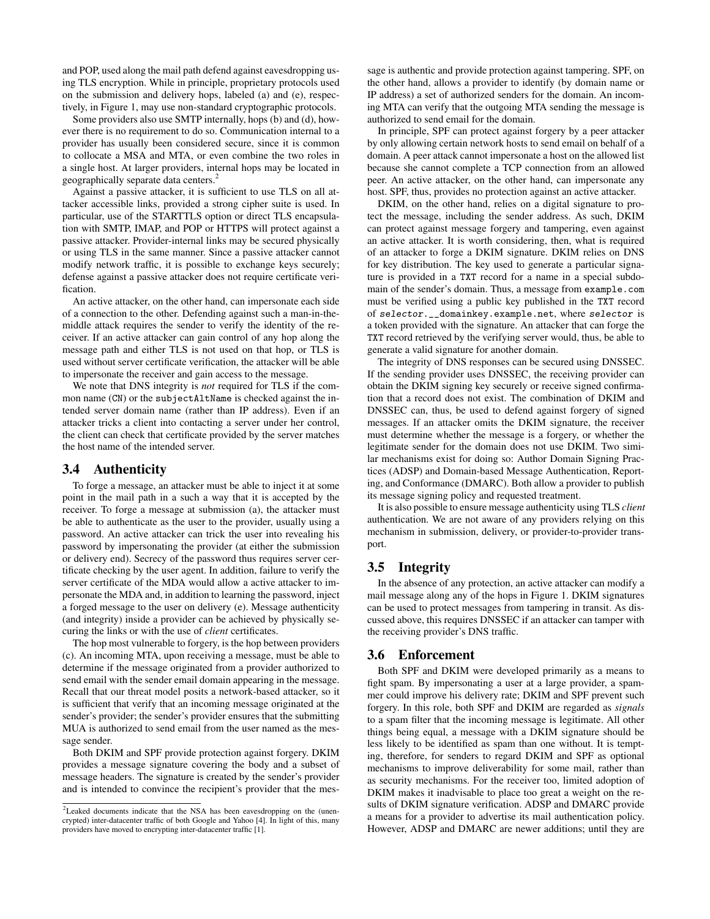and POP, used along the mail path defend against eavesdropping using TLS encryption. While in principle, proprietary protocols used on the submission and delivery hops, labeled (a) and (e), respectively, in Figure 1, may use non-standard cryptographic protocols.

Some providers also use SMTP internally, hops (b) and (d), however there is no requirement to do so. Communication internal to a provider has usually been considered secure, since it is common to collocate a MSA and MTA, or even combine the two roles in a single host. At larger providers, internal hops may be located in geographically separate data centers.[2]

Against a passive attacker, it is sufficient to use TLS on all attacker accessible links, provided a strong cipher suite is used. In particular, use of the STARTTLS option or direct TLS encapsulation with SMTP, IMAP, and POP or HTTPS will protect against a passive attacker. Provider-internal links may be secured physically or using TLS in the same manner. Since a passive attacker cannot modify network traffic, it is possible to exchange keys securely; defense against a passive attacker does not require certificate verification.

An active attacker, on the other hand, can impersonate each side of a connection to the other. Defending against such a man-in-the-middle attack requires the sender to verify the identity of the receiver. If an active attacker can gain control of any hop along the message path and either TLS is not used on that hop, or TLS is used without server certificate verification, the attacker will be able to impersonate the receiver and gain access to the message.

We note that DNS integrity is *not* required for TLS if the common name (`CN`) or the `subjectAltName` is checked against the intended server domain name (rather than IP address). Even if an attacker tricks a client into contacting a server under her control, the client can check that certificate provided by the server matches the host name of the intended server.

### 3.4 Authenticity

To forge a message, an attacker must be able to inject it at some point in the mail path in a such a way that it is accepted by the receiver. To forge a message at submission (a), the attacker must be able to authenticate as the user to the provider, usually using a password. An active attacker can trick the user into revealing his password by impersonating the provider (at either the submission or delivery end). Secrecy of the password thus requires server certificate checking by the user agent. In addition, failure to verify the server certificate of the MDA would allow a active attacker to impersonate the MDA and, in addition to learning the password, inject a forged message to the user on delivery (e). Message authenticity (and integrity) inside a provider can be achieved by physically securing the links or with the use of *client* certificates.

The hop most vulnerable to forgery, is the hop between providers (c). An incoming MTA, upon receiving a message, must be able to determine if the message originated from a provider authorized to send email with the sender email domain appearing in the message. Recall that our threat model posits a network-based attacker, so it is sufficient that verify that an incoming message originated at the sender's provider; the sender's provider ensures that the submitting MUA is authorized to send email from the user named as the message sender.

Both DKIM and SPF provide protection against forgery. DKIM provides a message signature covering the body and a subset of message headers. The signature is created by the sender's provider and is intended to convince the recipient's provider that the message is authentic and provide protection against tampering. SPF, on the other hand, allows a provider to identify (by domain name or IP address) a set of authorized senders for the domain. An incoming MTA can verify that the outgoing MTA sending the message is authorized to send email for the domain.

In principle, SPF can protect against forgery by a peer attacker by only allowing certain network hosts to send email on behalf of a domain. A peer attack cannot impersonate a host on the allowed list because she cannot complete a TCP connection from an allowed peer. An active attacker, on the other hand, can impersonate any host. SPF, thus, provides no protection against an active attacker.

DKIM, on the other hand, relies on a digital signature to protect the message, including the sender address. As such, DKIM can protect against message forgery and tampering, even against an active attacker. It is worth considering, then, what is required of an attacker to forge a DKIM signature. DKIM relies on DNS for key distribution. The key used to generate a particular signature is provided in a `TXT` record for a name in a special subdomain of the sender's domain. Thus, a message from `example.com` must be verified using a public key published in the `TXT` record of *`selector`*`.__domainkey.example.net`, where *`selector`* is a token provided with the signature. An attacker that can forge the `TXT` record retrieved by the verifying server would, thus, be able to generate a valid signature for another domain.

The integrity of DNS responses can be secured using DNSSEC. If the sending provider uses DNSSEC, the receiving provider can obtain the DKIM signing key securely or receive signed confirmation that a record does not exist. The combination of DKIM and DNSSEC can, thus, be used to defend against forgery of signed messages. If an attacker omits the DKIM signature, the receiver must determine whether the message is a forgery, or whether the legitimate sender for the domain does not use DKIM. Two similar mechanisms exist for doing so: Author Domain Signing Practices (ADSP) and Domain-based Message Authentication, Reporting, and Conformance (DMARC). Both allow a provider to publish its message signing policy and requested treatment.

It is also possible to ensure message authenticity using TLS *client* authentication. We are not aware of any providers relying on this mechanism in submission, delivery, or provider-to-provider transport.

### 3.5 Integrity

In the absence of any protection, an active attacker can modify a mail message along any of the hops in Figure 1. DKIM signatures can be used to protect messages from tampering in transit. As discussed above, this requires DNSSEC if an attacker can tamper with the receiving provider's DNS traffic.

### 3.6 Enforcement

Both SPF and DKIM were developed primarily as a means to fight spam. By impersonating a user at a large provider, a spammer could improve his delivery rate; DKIM and SPF prevent such forgery. In this role, both SPF and DKIM are regarded as *signals* to a spam filter that the incoming message is legitimate. All other things being equal, a message with a DKIM signature should be less likely to be identified as spam than one without. It is tempting, therefore, for senders to regard DKIM and SPF as optional mechanisms to improve deliverability for some mail, rather than as security mechanisms. For the receiver too, limited adoption of DKIM makes it inadvisable to place too great a weight on the results of DKIM signature verification. ADSP and DMARC provide a means for a provider to advertise its mail authentication policy. However, ADSP and DMARC are newer additions; until they are

[2] Leaked documents indicate that the NSA has been eavesdropping on the (unencrypted) inter-datacenter traffic of both Google and Yahoo [4]. In light of this, many providers have moved to encrypting inter-datacenter traffic [1].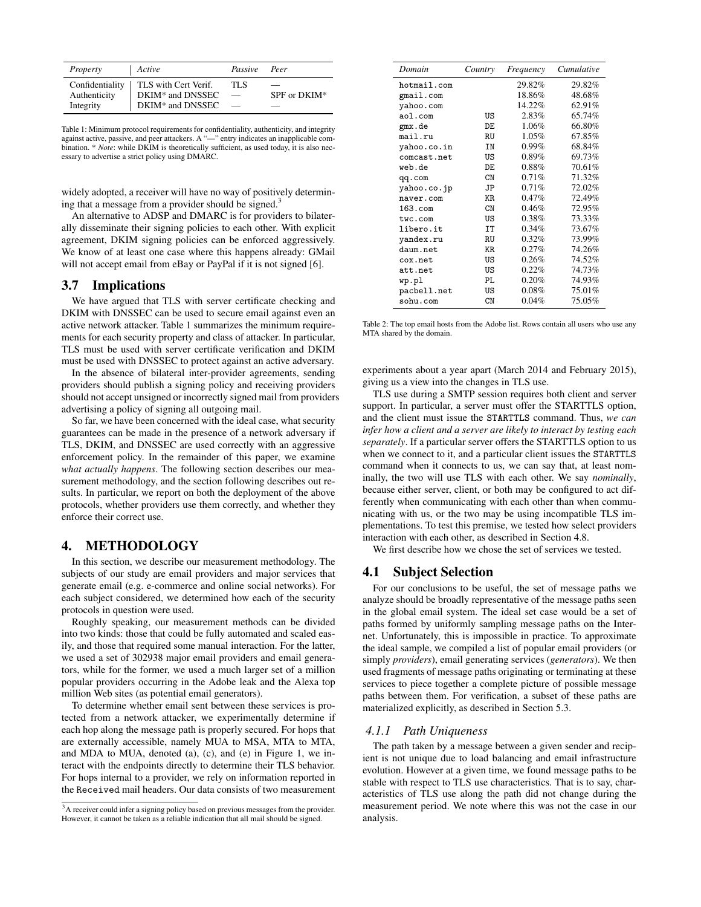| *Property* | *Active* | *Passive* | *Peer* |
| --- | --- | --- | --- |
| Confidentiality | TLS with Cert Verif. | TLS | — |
| Authenticity | DKIM* and DNSSEC | — | SPF or DKIM* |
| Integrity | DKIM* and DNSSEC | — | — |

Table 1: Minimum protocol requirements for confidentiality, authenticity, and integrity against active, passive, and peer attackers. A "—" entry indicates an inapplicable combination. * *Note*: while DKIM is theoretically sufficient, as used today, it is also necessary to advertise a strict policy using DMARC.

widely adopted, a receiver will have no way of positively determining that a message from a provider should be signed.[3]

An alternative to ADSP and DMARC is for providers to bilaterally disseminate their signing policies to each other. With explicit agreement, DKIM signing policies can be enforced aggressively. We know of at least one case where this happens already: GMail will not accept email from eBay or PayPal if it is not signed [6].

## 3.7 Implications

We have argued that TLS with server certificate checking and DKIM with DNSSEC can be used to secure email against even an active network attacker. Table 1 summarizes the minimum requirements for each security property and class of attacker. In particular, TLS must be used with server certificate verification and DKIM must be used with DNSSEC to protect against an active adversary.

In the absence of bilateral inter-provider agreements, sending providers should publish a signing policy and receiving providers should not accept unsigned or incorrectly signed mail from providers advertising a policy of signing all outgoing mail.

So far, we have been concerned with the ideal case, what security guarantees can be made in the presence of a network adversary if TLS, DKIM, and DNSSEC are used correctly with an aggressive enforcement policy. In the remainder of this paper, we examine *what actually happens*. The following section describes our measurement methodology, and the section following describes out results. In particular, we report on both the deployment of the above protocols, whether providers use them correctly, and whether they enforce their correct use.

# 4. METHODOLOGY

In this section, we describe our measurement methodology. The subjects of our study are email providers and major services that generate email (e.g. e-commerce and online social networks). For each subject considered, we determined how each of the security protocols in question were used.

Roughly speaking, our measurement methods can be divided into two kinds: those that could be fully automated and scaled easily, and those that required some manual interaction. For the latter, we used a set of 302938 major email providers and email generators, while for the former, we used a much larger set of a million popular providers occurring in the Adobe leak and the Alexa top million Web sites (as potential email generators).

To determine whether email sent between these services is protected from a network attacker, we experimentally determine if each hop along the message path is properly secured. For hops that are externally accessible, namely MUA to MSA, MTA to MTA, and MDA to MUA, denoted (a), (c), and (e) in Figure 1, we interact with the endpoints directly to determine their TLS behavior. For hops internal to a provider, we rely on information reported in the Received mail headers. Our data consists of two measurement

[3]A receiver could infer a signing policy based on previous messages from the provider. However, it cannot be taken as a reliable indication that all mail should be signed.

| *Domain* | *Country* | *Frequency* | *Cumulative* |
| --- | --- | --- | --- |
| hotmail.com | | 29.82% | 29.82% |
| gmail.com | | 18.86% | 48.68% |
| yahoo.com | | 14.22% | 62.91% |
| aol.com | US | 2.83% | 65.74% |
| gmx.de | DE | 1.06% | 66.80% |
| mail.ru | RU | 1.05% | 67.85% |
| yahoo.co.in | IN | 0.99% | 68.84% |
| comcast.net | US | 0.89% | 69.73% |
| web.de | DE | 0.88% | 70.61% |
| qq.com | CN | 0.71% | 71.32% |
| yahoo.co.jp | JP | 0.71% | 72.02% |
| naver.com | KR | 0.47% | 72.49% |
| 163.com | CN | 0.46% | 72.95% |
| twc.com | US | 0.38% | 73.33% |
| libero.it | IT | 0.34% | 73.67% |
| yandex.ru | RU | 0.32% | 73.99% |
| daum.net | KR | 0.27% | 74.26% |
| cox.net | US | 0.26% | 74.52% |
| att.net | US | 0.22% | 74.73% |
| wp.pl | PL | 0.20% | 74.93% |
| pacbell.net | US | 0.08% | 75.01% |
| sohu.com | CN | 0.04% | 75.05% |

Table 2: The top email hosts from the Adobe list. Rows contain all users who use any MTA shared by the domain.

experiments about a year apart (March 2014 and February 2015), giving us a view into the changes in TLS use.

TLS use during a SMTP session requires both client and server support. In particular, a server must offer the STARTTLS option, and the client must issue the STARTTLS command. Thus, *we can infer how a client and a server are likely to interact by testing each separately*. If a particular server offers the STARTTLS option to us when we connect to it, and a particular client issues the STARTTLS command when it connects to us, we can say that, at least nominally, the two will use TLS with each other. We say *nominally*, because either server, client, or both may be configured to act differently when communicating with each other than when communicating with us, or the two may be using incompatible TLS implementations. To test this premise, we tested how select providers interaction with each other, as described in Section 4.8.

We first describe how we chose the set of services we tested.

## 4.1 Subject Selection

For our conclusions to be useful, the set of message paths we analyze should be broadly representative of the message paths seen in the global email system. The ideal set case would be a set of paths formed by uniformly sampling message paths on the Internet. Unfortunately, this is impossible in practice. To approximate the ideal sample, we compiled a list of popular email providers (or simply *providers*), email generating services (*generators*). We then used fragments of message paths originating or terminating at these services to piece together a complete picture of possible message paths between them. For verification, a subset of these paths are materialized explicitly, as described in Section 5.3.

### *4.1.1 Path Uniqueness*

The path taken by a message between a given sender and recipient is not unique due to load balancing and email infrastructure evolution. However at a given time, we found message paths to be stable with respect to TLS use characteristics. That is to say, characteristics of TLS use along the path did not change during the measurement period. We note where this was not the case in our analysis.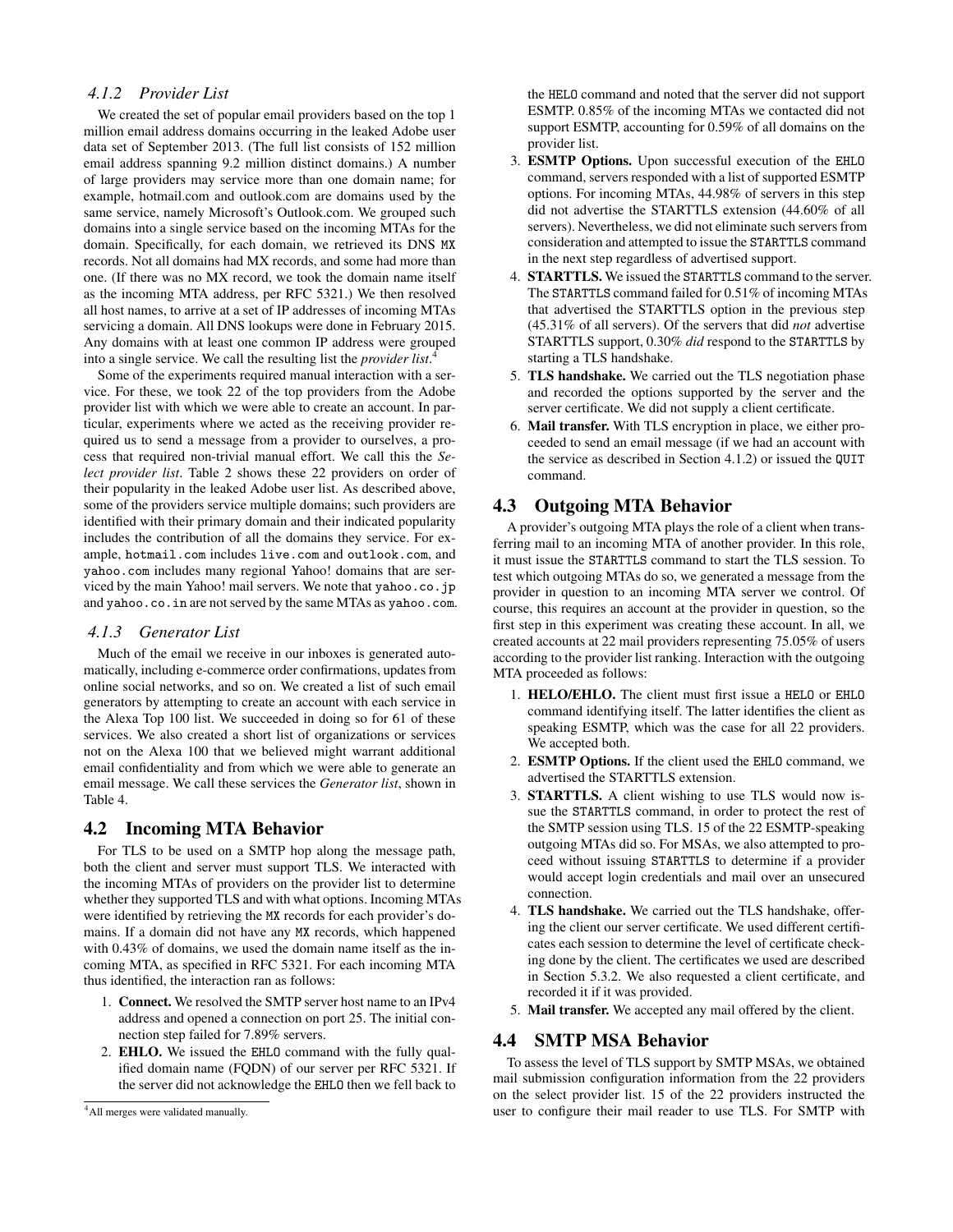### 4.1.2 Provider List

We created the set of popular email providers based on the top 1 million email address domains occurring in the leaked Adobe user data set of September 2013. (The full list consists of 152 million email address spanning 9.2 million distinct domains.) A number of large providers may service more than one domain name; for example, hotmail.com and outlook.com are domains used by the same service, namely Microsoft's Outlook.com. We grouped such domains into a single service based on the incoming MTAs for the domain. Specifically, for each domain, we retrieved its DNS MX records. Not all domains had MX records, and some had more than one. (If there was no MX record, we took the domain name itself as the incoming MTA address, per RFC 5321.) We then resolved all host names, to arrive at a set of IP addresses of incoming MTAs servicing a domain. All DNS lookups were done in February 2015. Any domains with at least one common IP address were grouped into a single service. We call the resulting list the *provider list*.[4]

Some of the experiments required manual interaction with a service. For these, we took 22 of the top providers from the Adobe provider list with which we were able to create an account. In particular, experiments where we acted as the receiving provider required us to send a message from a provider to ourselves, a process that required non-trivial manual effort. We call this the *Select provider list*. Table 2 shows these 22 providers on order of their popularity in the leaked Adobe user list. As described above, some of the providers service multiple domains; such providers are identified with their primary domain and their indicated popularity includes the contribution of all the domains they service. For example, hotmail.com includes live.com and outlook.com, and yahoo.com includes many regional Yahoo! domains that are serviced by the main Yahoo! mail servers. We note that yahoo.co.jp and yahoo.co.in are not served by the same MTAs as yahoo.com.

### 4.1.3 Generator List

Much of the email we receive in our inboxes is generated automatically, including e-commerce order confirmations, updates from online social networks, and so on. We created a list of such email generators by attempting to create an account with each service in the Alexa Top 100 list. We succeeded in doing so for 61 of these services. We also created a short list of organizations or services not on the Alexa 100 that we believed might warrant additional email confidentiality and from which we were able to generate an email message. We call these services the *Generator list*, shown in Table 4.

## 4.2 Incoming MTA Behavior

For TLS to be used on a SMTP hop along the message path, both the client and server must support TLS. We interacted with the incoming MTAs of providers on the provider list to determine whether they supported TLS and with what options. Incoming MTAs were identified by retrieving the MX records for each provider's domains. If a domain did not have any MX records, which happened with 0.43% of domains, we used the domain name itself as the incoming MTA, as specified in RFC 5321. For each incoming MTA thus identified, the interaction ran as follows:

1. **Connect.** We resolved the SMTP server host name to an IPv4 address and opened a connection on port 25. The initial connection step failed for 7.89% servers.
2. **EHLO.** We issued the EHLO command with the fully qualified domain name (FQDN) of our server per RFC 5321. If the server did not acknowledge the EHLO then we fell back to the HELO command and noted that the server did not support ESMTP. 0.85% of the incoming MTAs we contacted did not support ESMTP, accounting for 0.59% of all domains on the provider list.
3. **ESMTP Options.** Upon successful execution of the EHLO command, servers responded with a list of supported ESMTP options. For incoming MTAs, 44.98% of servers in this step did not advertise the STARTTLS extension (44.60% of all servers). Nevertheless, we did not eliminate such servers from consideration and attempted to issue the STARTTLS command in the next step regardless of advertised support.
4. **STARTTLS.** We issued the STARTTLS command to the server. The STARTTLS command failed for 0.51% of incoming MTAs that advertised the STARTTLS option in the previous step (45.31% of all servers). Of the servers that did *not* advertise STARTTLS support, 0.30% *did* respond to the STARTTLS by starting a TLS handshake.
5. **TLS handshake.** We carried out the TLS negotiation phase and recorded the options supported by the server and the server certificate. We did not supply a client certificate.
6. **Mail transfer.** With TLS encryption in place, we either proceeded to send an email message (if we had an account with the service as described in Section 4.1.2) or issued the QUIT command.

## 4.3 Outgoing MTA Behavior

A provider's outgoing MTA plays the role of a client when transferring mail to an incoming MTA of another provider. In this role, it must issue the STARTTLS command to start the TLS session. To test which outgoing MTAs do so, we generated a message from the provider in question to an incoming MTA server we control. Of course, this requires an account at the provider in question, so the first step in this experiment was creating these account. In all, we created accounts at 22 mail providers representing 75.05% of users according to the provider list ranking. Interaction with the outgoing MTA proceeded as follows:

1. **HELO/EHLO.** The client must first issue a HELO or EHLO command identifying itself. The latter identifies the client as speaking ESMTP, which was the case for all 22 providers. We accepted both.
2. **ESMTP Options.** If the client used the EHLO command, we advertised the STARTTLS extension.
3. **STARTTLS.** A client wishing to use TLS would now issue the STARTTLS command, in order to protect the rest of the SMTP session using TLS. 15 of the 22 ESMTP-speaking outgoing MTAs did so. For MSAs, we also attempted to proceed without issuing STARTTLS to determine if a provider would accept login credentials and mail over an unsecured connection.
4. **TLS handshake.** We carried out the TLS handshake, offering the client our server certificate. We used different certificates each session to determine the level of certificate checking done by the client. The certificates we used are described in Section 5.3.2. We also requested a client certificate, and recorded it if it was provided.
5. **Mail transfer.** We accepted any mail offered by the client.

## 4.4 SMTP MSA Behavior

To assess the level of TLS support by SMTP MSAs, we obtained mail submission configuration information from the 22 providers on the select provider list. 15 of the 22 providers instructed the user to configure their mail reader to use TLS. For SMTP with

[4] All merges were validated manually.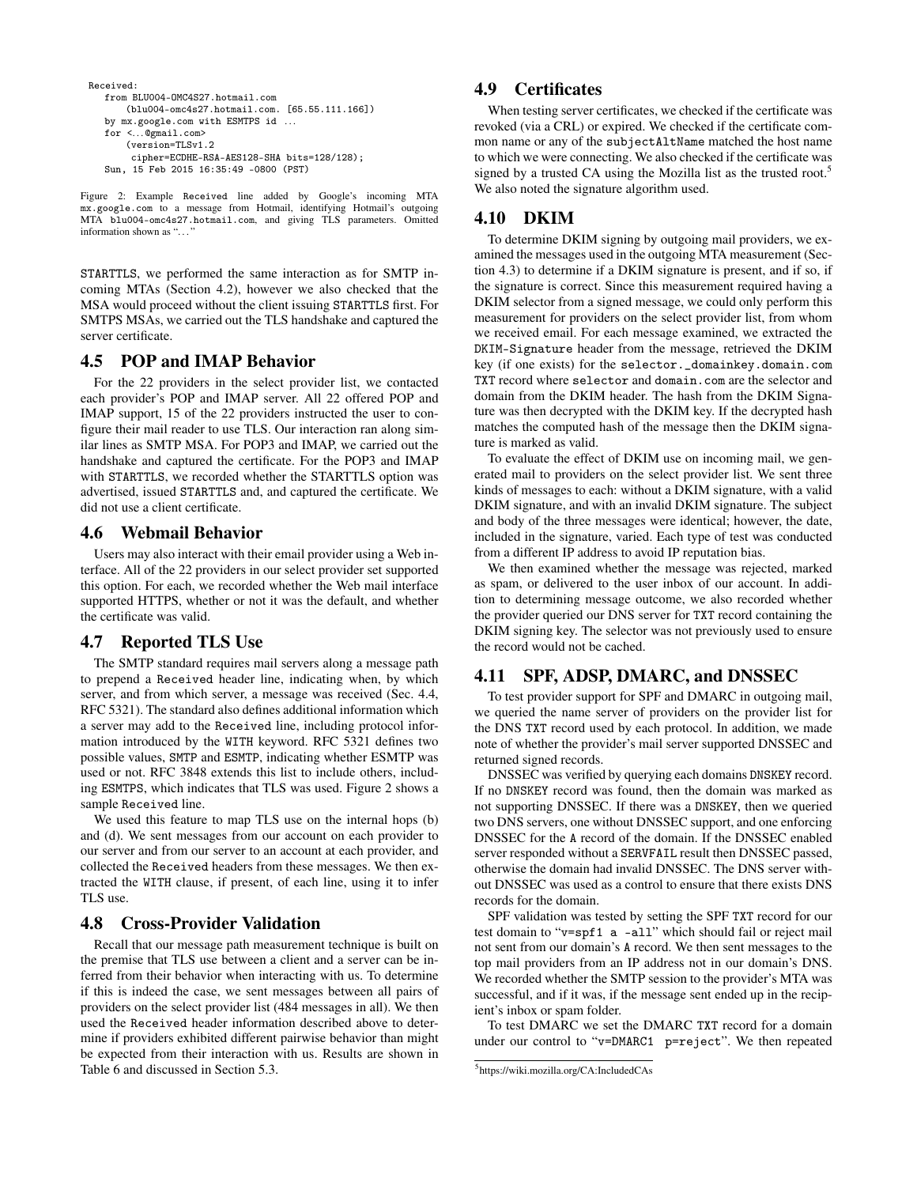```
Received:
   from BLU004-OMC4S27.hotmail.com
       (blu004-omc4s27.hotmail.com. [65.55.111.166])
   by mx.google.com with ESMTPS id ...
   for <...@gmail.com>
       (version=TLSv1.2
        cipher=ECDHE-RSA-AES128-SHA bits=128/128);
   Sun, 15 Feb 2015 16:35:49 -0800 (PST)
```

Figure 2: Example Received line added by Google's incoming MTA mx.google.com to a message from Hotmail, identifying Hotmail's outgoing MTA blu004-omc4s27.hotmail.com, and giving TLS parameters. Omitted information shown as "..."

STARTTLS, we performed the same interaction as for SMTP incoming MTAs (Section 4.2), however we also checked that the MSA would proceed without the client issuing STARTTLS first. For SMTPS MSAs, we carried out the TLS handshake and captured the server certificate.

## 4.5 POP and IMAP Behavior

For the 22 providers in the select provider list, we contacted each provider's POP and IMAP server. All 22 offered POP and IMAP support, 15 of the 22 providers instructed the user to configure their mail reader to use TLS. Our interaction ran along similar lines as SMTP MSA. For POP3 and IMAP, we carried out the handshake and captured the certificate. For the POP3 and IMAP with STARTTLS, we recorded whether the STARTTLS option was advertised, issued STARTTLS and, and captured the certificate. We did not use a client certificate.

## 4.6 Webmail Behavior

Users may also interact with their email provider using a Web interface. All of the 22 providers in our select provider set supported this option. For each, we recorded whether the Web mail interface supported HTTPS, whether or not it was the default, and whether the certificate was valid.

## 4.7 Reported TLS Use

The SMTP standard requires mail servers along a message path to prepend a Received header line, indicating when, by which server, and from which server, a message was received (Sec. 4.4, RFC 5321). The standard also defines additional information which a server may add to the Received line, including protocol information introduced by the WITH keyword. RFC 5321 defines two possible values, SMTP and ESMTP, indicating whether ESMTP was used or not. RFC 3848 extends this list to include others, including ESMTPS, which indicates that TLS was used. Figure 2 shows a sample Received line.

We used this feature to map TLS use on the internal hops (b) and (d). We sent messages from our account on each provider to our server and from our server to an account at each provider, and collected the Received headers from these messages. We then extracted the WITH clause, if present, of each line, using it to infer TLS use.

## 4.8 Cross-Provider Validation

Recall that our message path measurement technique is built on the premise that TLS use between a client and a server can be inferred from their behavior when interacting with us. To determine if this is indeed the case, we sent messages between all pairs of providers on the select provider list (484 messages in all). We then used the Received header information described above to determine if providers exhibited different pairwise behavior than might be expected from their interaction with us. Results are shown in Table 6 and discussed in Section 5.3.

## 4.9 Certificates

When testing server certificates, we checked if the certificate was revoked (via a CRL) or expired. We checked if the certificate common name or any of the subjectAltName matched the host name to which we were connecting. We also checked if the certificate was signed by a trusted CA using the Mozilla list as the trusted root.[5] We also noted the signature algorithm used.

## 4.10 DKIM

To determine DKIM signing by outgoing mail providers, we examined the messages used in the outgoing MTA measurement (Section 4.3) to determine if a DKIM signature is present, and if so, if the signature is correct. Since this measurement required having a DKIM selector from a signed message, we could only perform this measurement for providers on the select provider list, from whom we received email. For each message examined, we extracted the DKIM-Signature header from the message, retrieved the DKIM key (if one exists) for the selector._domainkey.domain.com TXT record where selector and domain.com are the selector and domain from the DKIM header. The hash from the DKIM Signature was then decrypted with the DKIM key. If the decrypted hash matches the computed hash of the message then the DKIM signature is marked as valid.

To evaluate the effect of DKIM use on incoming mail, we generated mail to providers on the select provider list. We sent three kinds of messages to each: without a DKIM signature, with a valid DKIM signature, and with an invalid DKIM signature. The subject and body of the three messages were identical; however, the date, included in the signature, varied. Each type of test was conducted from a different IP address to avoid IP reputation bias.

We then examined whether the message was rejected, marked as spam, or delivered to the user inbox of our account. In addition to determining message outcome, we also recorded whether the provider queried our DNS server for TXT record containing the DKIM signing key. The selector was not previously used to ensure the record would not be cached.

## 4.11 SPF, ADSP, DMARC, and DNSSEC

To test provider support for SPF and DMARC in outgoing mail, we queried the name server of providers on the provider list for the DNS TXT record used by each protocol. In addition, we made note of whether the provider's mail server supported DNSSEC and returned signed records.

DNSSEC was verified by querying each domains DNSKEY record. If no DNSKEY record was found, then the domain was marked as not supporting DNSSEC. If there was a DNSKEY, then we queried two DNS servers, one without DNSSEC support, and one enforcing DNSSEC for the A record of the domain. If the DNSSEC enabled server responded without a SERVFAIL result then DNSSEC passed, otherwise the domain had invalid DNSSEC. The DNS server without DNSSEC was used as a control to ensure that there exists DNS records for the domain.

SPF validation was tested by setting the SPF TXT record for our test domain to "v=spf1 a -all" which should fail or reject mail not sent from our domain's A record. We then sent messages to the top mail providers from an IP address not in our domain's DNS. We recorded whether the SMTP session to the provider's MTA was successful, and if it was, if the message sent ended up in the recipient's inbox or spam folder.

To test DMARC we set the DMARC TXT record for a domain under our control to "v=DMARC1 p=reject". We then repeated

[5] https://wiki.mozilla.org/CA:IncludedCAs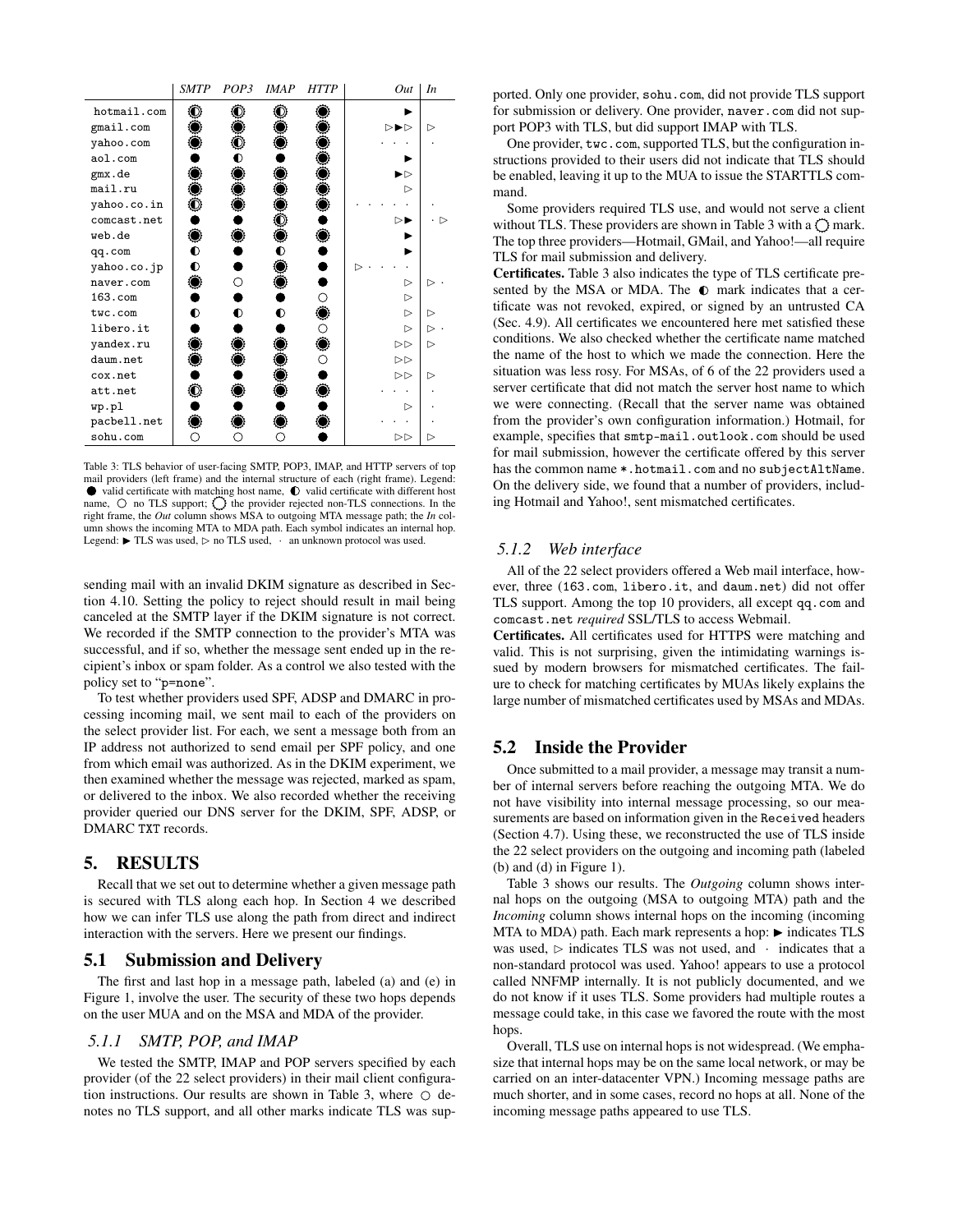| | *SMTP* | *POP3* | *IMAP* | *HTTP* | *Out* | *In* |
|---|---|---|---|---|---|---|
| hotmail.com | ◌◐ | ◌◐ | ◌◐ | ◌● | ▶ | |
| gmail.com | ◌● | ◌● | ◌● | ◌● | ▷▶▷ | ▷ |
| yahoo.com | ◌● | ◌◐ | ◌● | ◌● | · · · · | · |
| aol.com | ● | ◐ | ● | ◌● | ▶ | |
| gmx.de | ◌● | ◌● | ◌● | ◌● | ▶▷ | |
| mail.ru | ◌● | ◌● | ◌● | ◌● | ▷ | |
| yahoo.co.in | ◌◐ | ◌● | ◌● | ◌● | · · · · · · | · |
| comcast.net | ● | ● | ◌◐ | ● | ▷▶ | · ▷ |
| web.de | ◌● | ◌● | ◌● | ◌● | ▶ | |
| qq.com | ◐ | ● | ◐ | ● | ▶ | |
| yahoo.co.jp | ◐ | ● | ◌● | ● | ▷ · · · · | |
| naver.com | ◌● | ○ | ◌● | ● | ▷ | ▷ · |
| 163.com | ● | ● | ● | ○ | ▷ | |
| twc.com | ◐ | ◐ | ◐ | ◌● | ▷ | ▷ |
| libero.it | ● | ● | ● | ○ | ▷ | ▷ · |
| yandex.ru | ◌● | ◌● | ◌● | ◌● | ▷▷ | ▷ |
| daum.net | ◌● | ◌● | ◌● | ○ | ▷▷ | |
| cox.net | ● | ● | ◌● | ● | ▷▷ | ▷ |
| att.net | ◌◐ | ◌● | ◌● | ◌● | · · · | · |
| wp.pl | ● | ● | ● | ● | ▷ | · |
| pacbell.net | ◌● | ◌● | ◌● | ◌● | · · · | · |
| sohu.com | ○ | ○ | ○ | ● | ▷▷ | ▷ |

Table 3: TLS behavior of user-facing SMTP, POP3, IMAP, and HTTP servers of top mail providers (left frame) and the internal structure of each (right frame). Legend: ● valid certificate with matching host name, ◐ valid certificate with different host name, ○ no TLS support; ◌ the provider rejected non-TLS connections. In the right frame, the *Out* column shows MSA to outgoing MTA message path; the *In* column shows the incoming MTA to MDA path. Each symbol indicates an internal hop. Legend: ▶ TLS was used, ▷ no TLS used, · an unknown protocol was used.

sending mail with an invalid DKIM signature as described in Section 4.10. Setting the policy to reject should result in mail being canceled at the SMTP layer if the DKIM signature is not correct. We recorded if the SMTP connection to the provider's MTA was successful, and if so, whether the message sent ended up in the recipient's inbox or spam folder. As a control we also tested with the policy set to "p=none".

To test whether providers used SPF, ADSP and DMARC in processing incoming mail, we sent mail to each of the providers on the select provider list. For each, we sent a message both from an IP address not authorized to send email per SPF policy, and one from which email was authorized. As in the DKIM experiment, we then examined whether the message was rejected, marked as spam, or delivered to the inbox. We also recorded whether the receiving provider queried our DNS server for the DKIM, SPF, ADSP, or DMARC TXT records.

## 5. RESULTS

Recall that we set out to determine whether a given message path is secured with TLS along each hop. In Section 4 we described how we can infer TLS use along the path from direct and indirect interaction with the servers. Here we present our findings.

### 5.1 Submission and Delivery

The first and last hop in a message path, labeled (a) and (e) in Figure 1, involve the user. The security of these two hops depends on the user MUA and on the MSA and MDA of the provider.

#### 5.1.1 SMTP, POP, and IMAP

We tested the SMTP, IMAP and POP servers specified by each provider (of the 22 select providers) in their mail client configuration instructions. Our results are shown in Table 3, where ○ denotes no TLS support, and all other marks indicate TLS was supported. Only one provider, sohu.com, did not provide TLS support for submission or delivery. One provider, naver.com did not support POP3 with TLS, but did support IMAP with TLS.

One provider, twc.com, supported TLS, but the configuration instructions provided to their users did not indicate that TLS should be enabled, leaving it up to the MUA to issue the STARTTLS command.

Some providers required TLS use, and would not serve a client without TLS. These providers are shown in Table 3 with a ◌ mark. The top three providers—Hotmail, GMail, and Yahoo!—all require TLS for mail submission and delivery.

**Certificates.** Table 3 also indicates the type of TLS certificate presented by the MSA or MDA. The ◐ mark indicates that a certificate was not revoked, expired, or signed by an untrusted CA (Sec. 4.9). All certificates we encountered here met satisfied these conditions. We also checked whether the certificate name matched the name of the host to which we made the connection. Here the situation was less rosy. For MSAs, of 6 of the 22 providers used a server certificate that did not match the server host name to which we were connecting. (Recall that the server name was obtained from the provider's own configuration information.) Hotmail, for example, specifies that smtp-mail.outlook.com should be used for mail submission, however the certificate offered by this server has the common name *.hotmail.com and no subjectAltName. On the delivery side, we found that a number of providers, including Hotmail and Yahoo!, sent mismatched certificates.

#### 5.1.2 Web interface

All of the 22 select providers offered a Web mail interface, however, three (163.com, libero.it, and daum.net) did not offer TLS support. Among the top 10 providers, all except qq.com and comcast.net *required* SSL/TLS to access Webmail.

**Certificates.** All certificates used for HTTPS were matching and valid. This is not surprising, given the intimidating warnings issued by modern browsers for mismatched certificates. The failure to check for matching certificates by MUAs likely explains the large number of mismatched certificates used by MSAs and MDAs.

### 5.2 Inside the Provider

Once submitted to a mail provider, a message may transit a number of internal servers before reaching the outgoing MTA. We do not have visibility into internal message processing, so our measurements are based on information given in the Received headers (Section 4.7). Using these, we reconstructed the use of TLS inside the 22 select providers on the outgoing and incoming path (labeled (b) and (d) in Figure 1).

Table 3 shows our results. The *Outgoing* column shows internal hops on the outgoing (MSA to outgoing MTA) path and the *Incoming* column shows internal hops on the incoming (incoming MTA to MDA) path. Each mark represents a hop: ▶ indicates TLS was used, ▷ indicates TLS was not used, and · indicates that a non-standard protocol was used. Yahoo! appears to use a protocol called NNFMP internally. It is not publicly documented, and we do not know if it uses TLS. Some providers had multiple routes a message could take, in this case we favored the route with the most hops.

Overall, TLS use on internal hops is not widespread. (We emphasize that internal hops may be on the same local network, or may be carried on an inter-datacenter VPN.) Incoming message paths are much shorter, and in some cases, record no hops at all. None of the incoming message paths appeared to use TLS.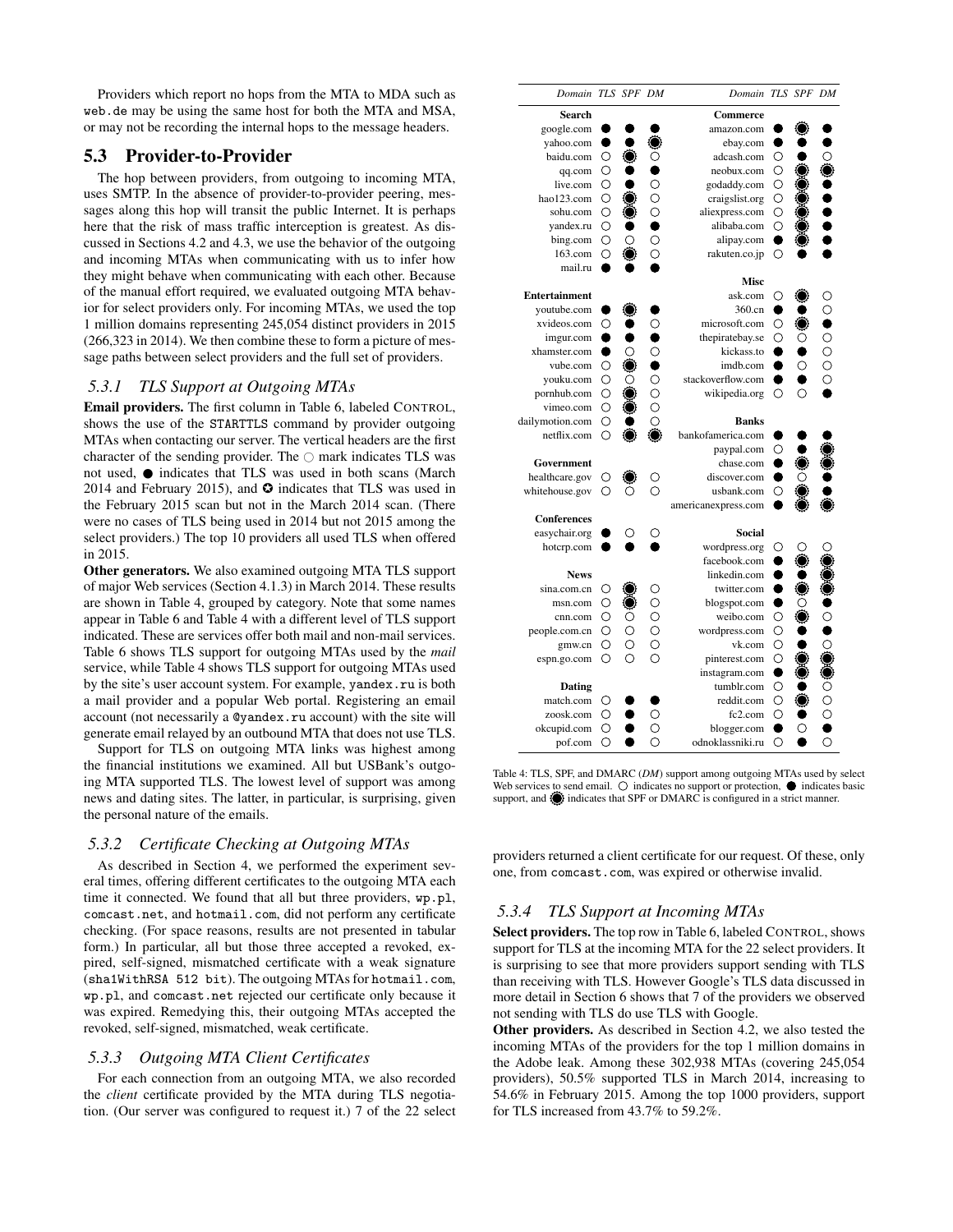Providers which report no hops from the MTA to MDA such as `web.de` may be using the same host for both the MTA and MSA, or may not be recording the internal hops to the message headers.

## 5.3 Provider-to-Provider

The hop between providers, from outgoing to incoming MTA, uses SMTP. In the absence of provider-to-provider peering, messages along this hop will transit the public Internet. It is perhaps here that the risk of mass traffic interception is greatest. As discussed in Sections 4.2 and 4.3, we use the behavior of the outgoing and incoming MTAs when communicating with us to infer how they might behave when communicating with each other. Because of the manual effort required, we evaluated outgoing MTA behavior for select providers only. For incoming MTAs, we used the top 1 million domains representing 245,054 distinct providers in 2015 (266,323 in 2014). We then combine these to form a picture of message paths between select providers and the full set of providers.

### 5.3.1 TLS Support at Outgoing MTAs

**Email providers.** The first column in Table 6, labeled CONTROL, shows the use of the STARTTLS command by provider outgoing MTAs when contacting our server. The vertical headers are the first character of the sending provider. The ○ mark indicates TLS was not used, ● indicates that TLS was used in both scans (March 2014 and February 2015), and ✪ indicates that TLS was used in the February 2015 scan but not in the March 2014 scan. (There were no cases of TLS being used in 2014 but not 2015 among the select providers.) The top 10 providers all used TLS when offered in 2015.

**Other generators.** We also examined outgoing MTA TLS support of major Web services (Section 4.1.3) in March 2014. These results are shown in Table 4, grouped by category. Note that some names appear in Table 6 and Table 4 with a different level of TLS support indicated. These are services offer both mail and non-mail services. Table 6 shows TLS support for outgoing MTAs used by the *mail* service, while Table 4 shows TLS support for outgoing MTAs used by the site's user account system. For example, `yandex.ru` is both a mail provider and a popular Web portal. Registering an email account (not necessarily a `@yandex.ru` account) with the site will generate email relayed by an outbound MTA that does not use TLS.

Support for TLS on outgoing MTA links was highest among the financial institutions we examined. All but USBank's outgoing MTA supported TLS. The lowest level of support was among news and dating sites. The latter, in particular, is surprising, given the personal nature of the emails.

### 5.3.2 Certificate Checking at Outgoing MTAs

As described in Section 4, we performed the experiment several times, offering different certificates to the outgoing MTA each time it connected. We found that all but three providers, `wp.pl`, `comcast.net`, and `hotmail.com`, did not perform any certificate checking. (For space reasons, results are not presented in tabular form.) In particular, all but those three accepted a revoked, expired, self-signed, mismatched certificate with a weak signature (`sha1WithRSA 512 bit`). The outgoing MTAs for `hotmail.com`, `wp.pl`, and `comcast.net` rejected our certificate only because it was expired. Remedying this, their outgoing MTAs accepted the revoked, self-signed, mismatched, weak certificate.

### 5.3.3 Outgoing MTA Client Certificates

For each connection from an outgoing MTA, we also recorded the *client* certificate provided by the MTA during TLS negotiation. (Our server was configured to request it.) 7 of the 22 select providers returned a client certificate for our request. Of these, only one, from `comcast.com`, was expired or otherwise invalid.

| Domain | TLS | SPF | DM | Domain | TLS | SPF | DM |
|---|---|---|---|---|---|---|---|
| **Search** | | | | **Commerce** | | | |
| google.com | ● | ● | ● | amazon.com | ● | ◉ | ● |
| yahoo.com | ● | ● | ◉ | ebay.com | ● | ● | ● |
| baidu.com | ○ | ◉ | ○ | adcash.com | ○ | ● | ○ |
| qq.com | ○ | ● | ● | neobux.com | ○ | ◉ | ◉ |
| live.com | ○ | ● | ○ | godaddy.com | ○ | ◉ | ● |
| hao123.com | ○ | ◉ | ○ | craigslist.org | ○ | ◉ | ● |
| sohu.com | ○ | ◉ | ○ | aliexpress.com | ○ | ◉ | ● |
| yandex.ru | ○ | ● | ● | alibaba.com | ○ | ◉ | ● |
| bing.com | ○ | ○ | ○ | alipay.com | ● | ◉ | ● |
| 163.com | ○ | ◉ | ○ | rakuten.co.jp | ○ | ● | ● |
| mail.ru | ● | ● | ● | | | | |
| **Entertainment** | | | | **Misc** | | | |
| youtube.com | ● | ◉ | ● | ask.com | ○ | ◉ | ○ |
| xvideos.com | ○ | ● | ○ | 360.cn | ● | ● | ○ |
| imgur.com | ● | ● | ● | microsoft.com | ○ | ◉ | ● |
| xhamster.com | ● | ○ | ○ | thepiratebay.se | ○ | ○ | ○ |
| vube.com | ○ | ◉ | ● | kickass.to | ● | ● | ○ |
| youku.com | ○ | ○ | ○ | imdb.com | ● | ○ | ○ |
| pornhub.com | ○ | ◉ | ○ | stackoverflow.com | ● | ● | ○ |
| vimeo.com | ○ | ◉ | ○ | wikipedia.org | ○ | ○ | ● |
| dailymotion.com | ○ | ● | ○ | | | | |
| netflix.com | ○ | ◉ | ◉ | **Banks** | | | |
| | | | | bankofamerica.com | ● | ● | ● |
| **Government** | | | | paypal.com | ○ | ● | ◉ |
| healthcare.gov | ○ | ◉ | ○ | chase.com | ● | ◉ | ◉ |
| whitehouse.gov | ○ | ○ | ○ | discover.com | ● | ○ | ● |
| | | | | usbank.com | ○ | ◉ | ● |
| **Conferences** | | | | americanexpress.com | ● | ◉ | ◉ |
| easychair.org | ● | ○ | ○ | | | | |
| hotcrp.com | ● | ● | ● | **Social** | | | |
| | | | | wordpress.org | ○ | ○ | ○ |
| **News** | | | | facebook.com | ● | ◉ | ◉ |
| sina.com.cn | ○ | ◉ | ○ | linkedin.com | ● | ● | ◉ |
| msn.com | ○ | ◉ | ○ | twitter.com | ● | ◉ | ◉ |
| cnn.com | ○ | ○ | ○ | blogspot.com | ● | ○ | ● |
| people.com.cn | ○ | ○ | ○ | weibo.com | ○ | ◉ | ○ |
| gmw.cn | ○ | ○ | ○ | wordpress.com | ○ | ● | ● |
| espn.go.com | ○ | ○ | ○ | vk.com | ○ | ● | ○ |
| | | | | pinterest.com | ○ | ◉ | ◉ |
| **Dating** | | | | instagram.com | ● | ◉ | ◉ |
| match.com | ○ | ● | ● | tumblr.com | ○ | ● | ○ |
| zoosk.com | ○ | ● | ○ | reddit.com | ○ | ◉ | ○ |
| okcupid.com | ○ | ● | ○ | fc2.com | ○ | ● | ○ |
| pof.com | ○ | ● | ○ | blogger.com | ● | ○ | ● |
| | | | | odnoklassniki.ru | ○ | ● | ○ |

Table 4: TLS, SPF, and DMARC (*DM*) support among outgoing MTAs used by select Web services to send email. ○ indicates no support or protection, ● indicates basic support, and ◉ indicates that SPF or DMARC is configured in a strict manner.

### 5.3.4 TLS Support at Incoming MTAs

**Select providers.** The top row in Table 6, labeled CONTROL, shows support for TLS at the incoming MTA for the 22 select providers. It is surprising to see that more providers support sending with TLS than receiving with TLS. However Google's TLS data discussed in more detail in Section 6 shows that 7 of the providers we observed not sending with TLS do use TLS with Google.

**Other providers.** As described in Section 4.2, we also tested the incoming MTAs of the providers for the top 1 million domains in the Adobe leak. Among these 302,938 MTAs (covering 245,054 providers), 50.5% supported TLS in March 2014, increasing to 54.6% in February 2015. Among the top 1000 providers, support for TLS increased from 43.7% to 59.2%.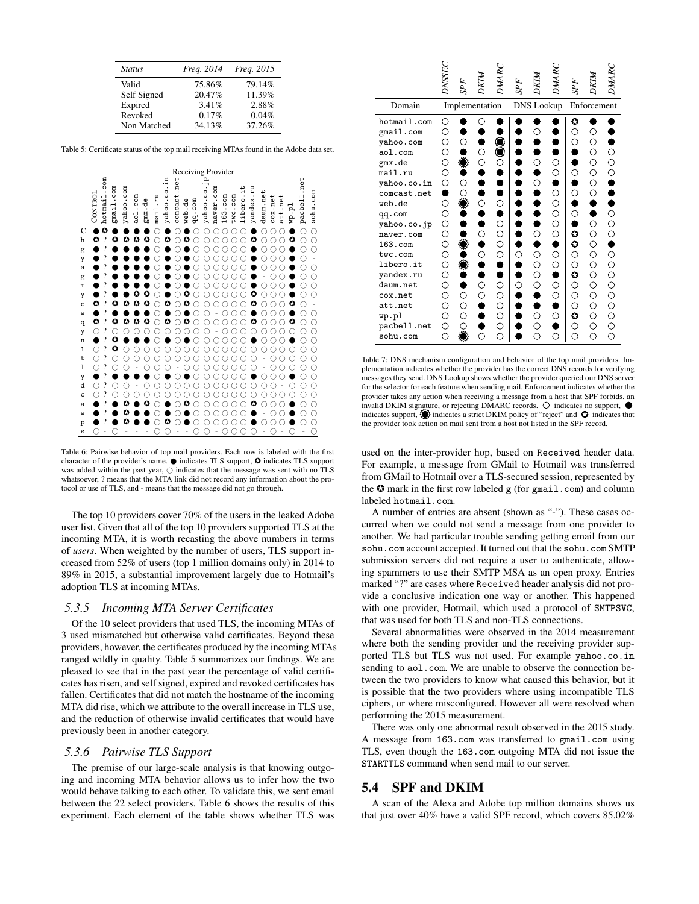| *Status* | *Freq. 2014* | *Freq. 2015* |
|---|---|---|
| Valid | 75.86% | 79.14% |
| Self Signed | 20.47% | 11.39% |
| Expired | 3.41% | 2.88% |
| Revoked | 0.17% | 0.04% |
| Non Matched | 34.13% | 37.26% |

Table 5: Certificate status of the top mail receiving MTAs found in the Adobe data set.

| | Receiving Provider | | | | | | | | | | | | | | | | | | | | | | |
|---|---|---|---|---|---|---|---|---|---|---|---|---|---|---|---|---|---|---|---|---|---|---|---|
| | CONTROL | hotmail.com | gmail.com | yahoo.com | aol.com | gmx.de | mail.ru | yahoo.co.in | comcast.net | web.de | qq.com | yahoo.co.jp | naver.com | 163.com | twc.com | libero.it | yandex.ru | daum.net | cox.net | att.net | wp.pl | pacbell.net | sohu.com |
| C | ● | ✪ | ● | ● | ● | ● | ○ | ● | ○ | ● | ○ | ○ | ○ | ○ | ○ | ○ | ● | ○ | ○ | ○ | ● | ○ | ○ |
| h | ✪ | ? | ✪ | ✪ | ✪ | ✪ | ○ | ✪ | ○ | ✪ | ○ | ○ | ○ | ○ | ○ | ○ | ✪ | ○ | ○ | ○ | ✪ | ○ | ○ |
| g | ● | ? | ● | ● | ● | ● | ○ | ● | ○ | ● | ○ | ○ | ○ | ○ | ○ | ○ | ● | ○ | ○ | ○ | ● | ○ | ○ |
| y | ● | ? | ● | ● | ● | ● | ○ | ● | ○ | ● | ○ | ○ | ○ | ○ | ○ | ○ | ● | ○ | ○ | ○ | ● | ○ | - |
| a | ● | ? | ● | ● | ● | ● | ○ | ● | ○ | ● | ○ | ○ | ○ | ○ | ○ | ○ | ● | ○ | ○ | ○ | ● | ○ | ○ |
| g | ● | ? | ● | ● | ● | ● | ○ | ● | ○ | ● | ○ | ○ | ○ | ○ | ○ | ○ | ● | ○ | ○ | ○ | ● | ○ | ○ |
| m | ● | ? | ● | ● | ● | ● | ○ | ● | ○ | ● | ○ | ○ | ○ | ○ | ○ | ○ | ● | ○ | ○ | ○ | ● | ○ | ○ |
| y | ● | ? | ● | ● | ✪ | ✪ | ○ | ● | ○ | ● | ○ | ○ | ○ | ○ | ○ | ○ | ● | ○ | ○ | ○ | ● | ○ | ○ |
| c | ✪ | ? | ✪ | ✪ | ✪ | ✪ | ○ | ✪ | ○ | ✪ | ○ | ○ | ○ | ○ | ○ | ○ | ✪ | ○ | ○ | ○ | ✪ | ○ | - |
| w | ● | ? | ● | ● | ● | ● | ○ | ● | ○ | ● | ○ | ○ | - | ○ | ○ | ○ | ● | ○ | ○ | ○ | ● | ○ | ○ |
| q | ✪ | ? | ✪ | ✪ | ✪ | ✪ | ○ | ✪ | ○ | ✪ | ○ | ○ | ○ | ○ | ○ | ○ | ✪ | ○ | ○ | ○ | ✪ | ○ | ○ |
| y | ○ | ? | ○ | ○ | ○ | ○ | ○ | ○ | ○ | ○ | ○ | ○ | - | ○ | ○ | ○ | ○ | ○ | ○ | ○ | ○ | ○ | ○ |
| n | ● | ? | ✪ | ● | ● | ● | ○ | ● | ○ | ● | ○ | ○ | ○ | ○ | ○ | ○ | ● | ○ | ○ | ○ | ● | ○ | ○ |
| 1 | ○ | ? | ✪ | ○ | ○ | ○ | ○ | ○ | ○ | ○ | ○ | ○ | ○ | ○ | ○ | ○ | ○ | ○ | ○ | ○ | ○ | ○ | ○ |
| t | ○ | ? | ○ | ○ | ○ | ○ | ○ | ○ | ○ | ○ | ○ | ○ | ○ | ○ | ○ | ○ | ○ | - | ○ | ○ | ○ | ○ | ○ |
| l | ○ | ? | ○ | ○ | - | ○ | ○ | ○ | - | ○ | ○ | ○ | ○ | ○ | ○ | ○ | ○ | - | ○ | ○ | ○ | ○ | ○ |
| y | ● | ? | ● | ● | ● | ● | ○ | ● | ○ | ● | ○ | ○ | ○ | ○ | ○ | ○ | ● | ○ | ○ | ○ | ● | ○ | ○ |
| d | ○ | ? | ○ | ○ | - | ○ | ○ | ○ | ○ | ○ | ○ | ○ | ○ | ○ | ○ | ○ | ○ | ○ | ○ | - | ○ | ○ | ○ |
| c | ○ | ? | ○ | ○ | ○ | ○ | ○ | ○ | ○ | ○ | ○ | ○ | ○ | ○ | ○ | ○ | ○ | ○ | ○ | ○ | ○ | ○ | ○ |
| a | ● | ? | ● | ✪ | ● | ✪ | ○ | ● | ○ | ✪ | ○ | ○ | ○ | ○ | ○ | ○ | ✪ | ○ | ○ | ○ | ● | ○ | ○ |
| w | ● | ? | ● | ✪ | ● | ● | ○ | ● | ○ | ● | ○ | ○ | ○ | ○ | ○ | ○ | ● | - | ○ | ○ | ● | ○ | ○ |
| p | ● | ? | ● | ✪ | ● | ● | ○ | ✪ | ○ | ● | ○ | ○ | ○ | ○ | ○ | ○ | ● | ○ | ○ | ○ | ● | ○ | ○ |
| s | ○ | - | ○ | - | - | - | - | ○ | ○ | - | - | ○ | ○ | - | ○ | ○ | ○ | ○ | - | ○ | - | ○ | - |

Table 6: Pairwise behavior of top mail providers. Each row is labeled with the first character of the provider's name. ● indicates TLS support, ✪ indicates TLS support was added within the past year, ○ indicates that the message was sent with no TLS whatsoever, ? means that the MTA link did not record any information about the protocol or use of TLS, and - means that the message did not go through.

The top 10 providers cover 70% of the users in the leaked Adobe user list. Given that all of the top 10 providers supported TLS at the incoming MTA, it is worth recasting the above numbers in terms of *users*. When weighted by the number of users, TLS support increased from 52% of users (top 1 million domains only) in 2014 to 89% in 2015, a substantial improvement largely due to Hotmail's adoption TLS at incoming MTAs.

### *5.3.5 Incoming MTA Server Certificates*

Of the 10 select providers that used TLS, the incoming MTAs of 3 used mismatched but otherwise valid certificates. Beyond these providers, however, the certificates produced by the incoming MTAs ranged wildly in quality. Table 5 summarizes our findings. We are pleased to see that in the past year the percentage of valid certificates has risen, and self signed, expired and revoked certificates has fallen. Certificates that did not match the hostname of the incoming MTA did rise, which we attribute to the overall increase in TLS use, and the reduction of otherwise invalid certificates that would have previously been in another category.

### *5.3.6 Pairwise TLS Support*

The premise of our large-scale analysis is that knowing outgoing and incoming MTA behavior allows us to infer how the two would behave talking to each other. To validate this, we sent email between the 22 select providers. Table 6 shows the results of this experiment. Each element of the table shows whether TLS was used on the inter-provider hop, based on Received header data. For example, a message from GMail to Hotmail was transferred from GMail to Hotmail over a TLS-secured session, represented by the ✪ mark in the first row labeled g (for gmail.com) and column labeled hotmail.com.

| Domain | *DNSSEC* | *SPF* | *DKIM* | *DMARC* | *SPF* | *DKIM* | *DMARC* | *SPF* | *DKIM* | *DMARC* |
|---|---|---|---|---|---|---|---|---|---|---|
| | Implementation | | | | DNS Lookup | | | Enforcement | | |
| hotmail.com | ○ | ● | ○ | ● | ● | ● | ● | ✪ | ● | ● |
| gmail.com | ○ | ● | ● | ● | ● | ○ | ● | ○ | ○ | ● |
| yahoo.com | ○ | ○ | ● | ◉ | ● | ● | ● | ○ | ○ | ● |
| aol.com | ○ | ● | ○ | ◉ | ● | ● | ● | ● | ○ | ○ |
| gmx.de | ○ | ◉ | ○ | ○ | ● | ○ | ○ | ● | ○ | ○ |
| mail.ru | ○ | ● | ● | ● | ● | ● | ○ | ○ | ○ | ○ |
| yahoo.co.in | ○ | ○ | ● | ● | ● | ○ | ● | ● | ○ | ● |
| comcast.net | ● | ● | ○ | ● | ● | ● | ○ | ○ | ● | ● |
| web.de | ○ | ◉ | ○ | ○ | ● | ● | ○ | ● | ● | ● |
| qq.com | ○ | ● | ● | ● | ● | ● | ○ | ○ | ● | ○ |
| yahoo.co.jp | ○ | ● | ● | ● | ● | ● | ○ | ● | ○ | ○ |
| naver.com | ○ | ● | ○ | ○ | ● | ○ | ○ | ✪ | ○ | ○ |
| 163.com | ○ | ◉ | ● | ○ | ● | ● | ● | ✪ | ○ | ● |
| twc.com | ○ | ● | ○ | ○ | ○ | ○ | ○ | ○ | ○ | ○ |
| libero.it | ○ | ◉ | ● | ● | ● | ○ | ○ | ○ | ○ | ○ |
| yandex.ru | ○ | ● | ● | ● | ● | ○ | ● | ✪ | ○ | ○ |
| daum.net | ○ | ● | ○ | ○ | ○ | ○ | ○ | ○ | ○ | ○ |
| cox.net | ○ | ○ | ○ | ○ | ● | ● | ○ | ○ | ○ | ○ |
| att.net | ○ | ○ | ● | ○ | ● | ○ | ● | ○ | ○ | ○ |
| wp.pl | ○ | ○ | ● | ○ | ● | ○ | ○ | ✪ | ○ | ○ |
| pacbell.net | ○ | ○ | ● | ○ | ● | ○ | ● | ○ | ○ | ○ |
| sohu.com | ○ | ◉ | ○ | ○ | ● | ○ | ○ | ○ | ○ | ○ |

Table 7: DNS mechanism configuration and behavior of the top mail providers. Implementation indicates whether the provider has the correct DNS records for verifying messages they send. DNS Lookup shows whether the provider queried our DNS server for the selector for each feature when sending mail. Enforcement indicates whether the provider takes any action when receiving a message from a host that SPF forbids, an invalid DKIM signature, or rejecting DMARC records. ○ indicates no support, ● indicates support, ◉ indicates a strict DKIM policy of "reject" and ✪ indicates that the provider took action on mail sent from a host not listed in the SPF record.

A number of entries are absent (shown as "-"). These cases occurred when we could not send a message from one provider to another. We had particular trouble sending getting email from our sohu.com account accepted. It turned out that the sohu.com SMTP submission servers did not require a user to authenticate, allowing spammers to use their SMTP MSA as an open proxy. Entries marked "?" are cases where Received header analysis did not provide a conclusive indication one way or another. This happened with one provider, Hotmail, which used a protocol of SMTPSVC, that was used for both TLS and non-TLS connections.

Several abnormalities were observed in the 2014 measurement where both the sending provider and the receiving provider supported TLS but TLS was not used. For example yahoo.co.in sending to aol.com. We are unable to observe the connection between the two providers to know what caused this behavior, but it is possible that the two providers where using incompatible TLS ciphers, or where misconfigured. However all were resolved when performing the 2015 measurement.

There was only one abnormal result observed in the 2015 study. A message from 163.com was transferred to gmail.com using TLS, even though the 163.com outgoing MTA did not issue the STARTTLS command when send mail to our server.

## 5.4 SPF and DKIM

A scan of the Alexa and Adobe top million domains shows us that just over 40% have a valid SPF record, which covers 85.02%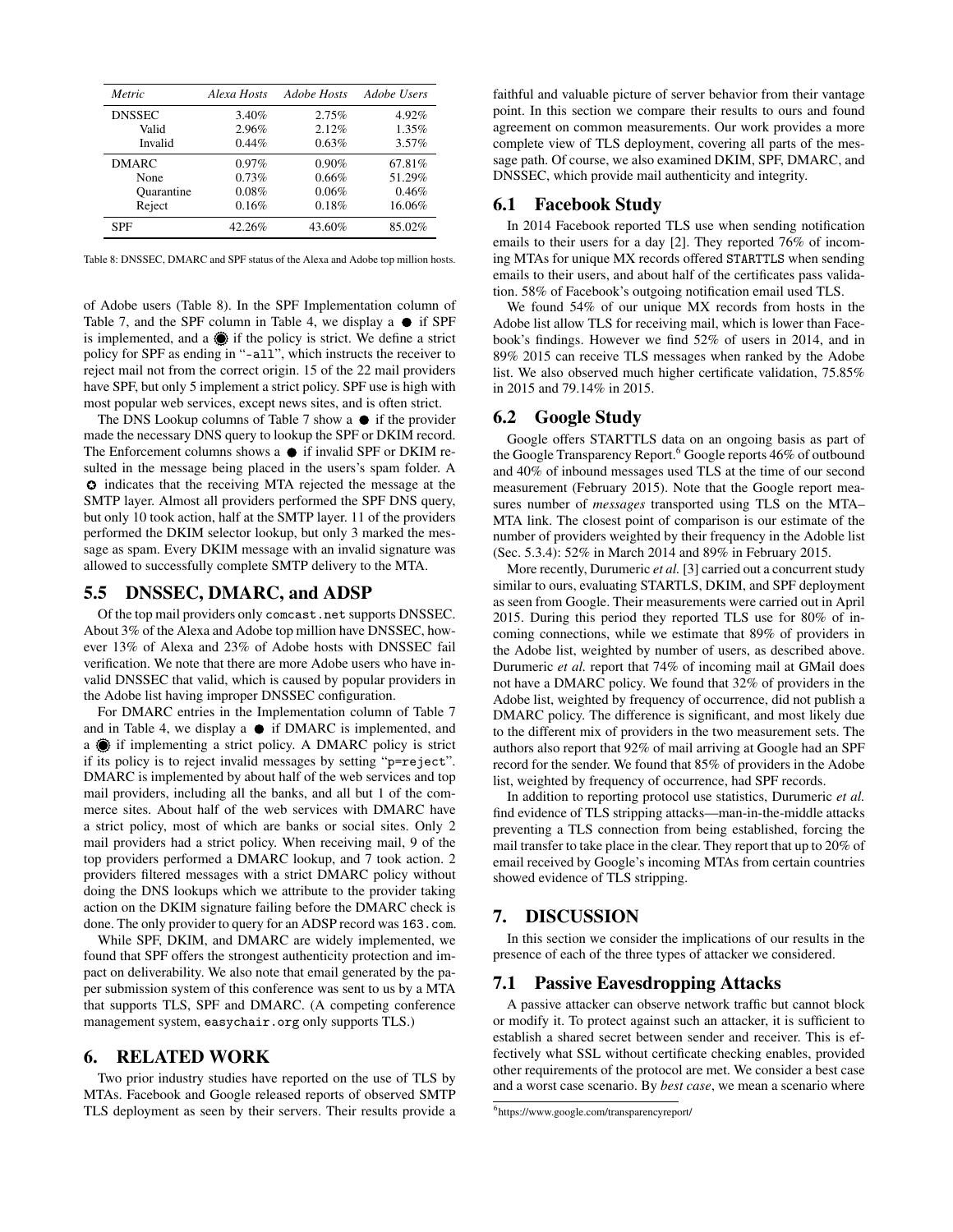| Metric | Alexa Hosts | Adobe Hosts | Adobe Users |
| --- | --- | --- | --- |
| DNSSEC | 3.40% | 2.75% | 4.92% |
| Valid | 2.96% | 2.12% | 1.35% |
| Invalid | 0.44% | 0.63% | 3.57% |
| DMARC | 0.97% | 0.90% | 67.81% |
| None | 0.73% | 0.66% | 51.29% |
| Quarantine | 0.08% | 0.06% | 0.46% |
| Reject | 0.16% | 0.18% | 16.06% |
| SPF | 42.26% | 43.60% | 85.02% |

Table 8: DNSSEC, DMARC and SPF status of the Alexa and Adobe top million hosts.

of Adobe users (Table 8). In the SPF Implementation column of Table 7, and the SPF column in Table 4, we display a ● if SPF is implemented, and a ◉ if the policy is strict. We define a strict policy for SPF as ending in "-all", which instructs the receiver to reject mail not from the correct origin. 15 of the 22 mail providers have SPF, but only 5 implement a strict policy. SPF use is high with most popular web services, except news sites, and is often strict.

The DNS Lookup columns of Table 7 show a ● if the provider made the necessary DNS query to lookup the SPF or DKIM record. The Enforcement columns shows a ● if invalid SPF or DKIM resulted in the message being placed in the users's spam folder. A ✪ indicates that the receiving MTA rejected the message at the SMTP layer. Almost all providers performed the SPF DNS query, but only 10 took action, half at the SMTP layer. 11 of the providers performed the DKIM selector lookup, but only 3 marked the message as spam. Every DKIM message with an invalid signature was allowed to successfully complete SMTP delivery to the MTA.

## 5.5 DNSSEC, DMARC, and ADSP

Of the top mail providers only `comcast.net` supports DNSSEC. About 3% of the Alexa and Adobe top million have DNSSEC, however 13% of Alexa and 23% of Adobe hosts with DNSSEC fail verification. We note that there are more Adobe users who have invalid DNSSEC that valid, which is caused by popular providers in the Adobe list having improper DNSSEC configuration.

For DMARC entries in the Implementation column of Table 7 and in Table 4, we display a ● if DMARC is implemented, and a ◉ if implementing a strict policy. A DMARC policy is strict if its policy is to reject invalid messages by setting "p=reject". DMARC is implemented by about half of the web services and top mail providers, including all the banks, and all but 1 of the commerce sites. About half of the web services with DMARC have a strict policy, most of which are banks or social sites. Only 2 mail providers had a strict policy. When receiving mail, 9 of the top providers performed a DMARC lookup, and 7 took action. 2 providers filtered messages with a strict DMARC policy without doing the DNS lookups which we attribute to the provider taking action on the DKIM signature failing before the DMARC check is done. The only provider to query for an ADSP record was `163.com`.

While SPF, DKIM, and DMARC are widely implemented, we found that SPF offers the strongest authenticity protection and impact on deliverability. We also note that email generated by the paper submission system of this conference was sent to us by a MTA that supports TLS, SPF and DMARC. (A competing conference management system, `easychair.org` only supports TLS.)

# 6. RELATED WORK

Two prior industry studies have reported on the use of TLS by MTAs. Facebook and Google released reports of observed SMTP TLS deployment as seen by their servers. Their results provide a faithful and valuable picture of server behavior from their vantage point. In this section we compare their results to ours and found agreement on common measurements. Our work provides a more complete view of TLS deployment, covering all parts of the message path. Of course, we also examined DKIM, SPF, DMARC, and DNSSEC, which provide mail authenticity and integrity.

## 6.1 Facebook Study

In 2014 Facebook reported TLS use when sending notification emails to their users for a day [2]. They reported 76% of incoming MTAs for unique MX records offered `STARTTLS` when sending emails to their users, and about half of the certificates pass validation. 58% of Facebook's outgoing notification email used TLS.

We found 54% of our unique MX records from hosts in the Adobe list allow TLS for receiving mail, which is lower than Facebook's findings. However we find 52% of users in 2014, and in 89% 2015 can receive TLS messages when ranked by the Adobe list. We also observed much higher certificate validation, 75.85% in 2015 and 79.14% in 2015.

## 6.2 Google Study

Google offers STARTTLS data on an ongoing basis as part of the Google Transparency Report.[6] Google reports 46% of outbound and 40% of inbound messages used TLS at the time of our second measurement (February 2015). Note that the Google report measures number of *messages* transported using TLS on the MTA–MTA link. The closest point of comparison is our estimate of the number of providers weighted by their frequency in the Adobe list (Sec. 5.3.4): 52% in March 2014 and 89% in February 2015.

More recently, Durumeric *et al.* [3] carried out a concurrent study similar to ours, evaluating STARTLS, DKIM, and SPF deployment as seen from Google. Their measurements were carried out in April 2015. During this period they reported TLS use for 80% of incoming connections, while we estimate that 89% of providers in the Adobe list, weighted by number of users, as described above. Durumeric *et al.* report that 74% of incoming mail at GMail does not have a DMARC policy. We found that 32% of providers in the Adobe list, weighted by frequency of occurrence, did not publish a DMARC policy. The difference is significant, and most likely due to the different mix of providers in the two measurement sets. The authors also report that 92% of mail arriving at Google had an SPF record for the sender. We found that 85% of providers in the Adobe list, weighted by frequency of occurrence, had SPF records.

In addition to reporting protocol use statistics, Durumeric *et al.* find evidence of TLS stripping attacks—man-in-the-middle attacks preventing a TLS connection from being established, forcing the mail transfer to take place in the clear. They report that up to 20% of email received by Google's incoming MTAs from certain countries showed evidence of TLS stripping.

# 7. DISCUSSION

In this section we consider the implications of our results in the presence of each of the three types of attacker we considered.

## 7.1 Passive Eavesdropping Attacks

A passive attacker can observe network traffic but cannot block or modify it. To protect against such an attacker, it is sufficient to establish a shared secret between sender and receiver. This is effectively what SSL without certificate checking enables, provided other requirements of the protocol are met. We consider a best case and a worst case scenario. By *best case*, we mean a scenario where

[6] https://www.google.com/transparencyreport/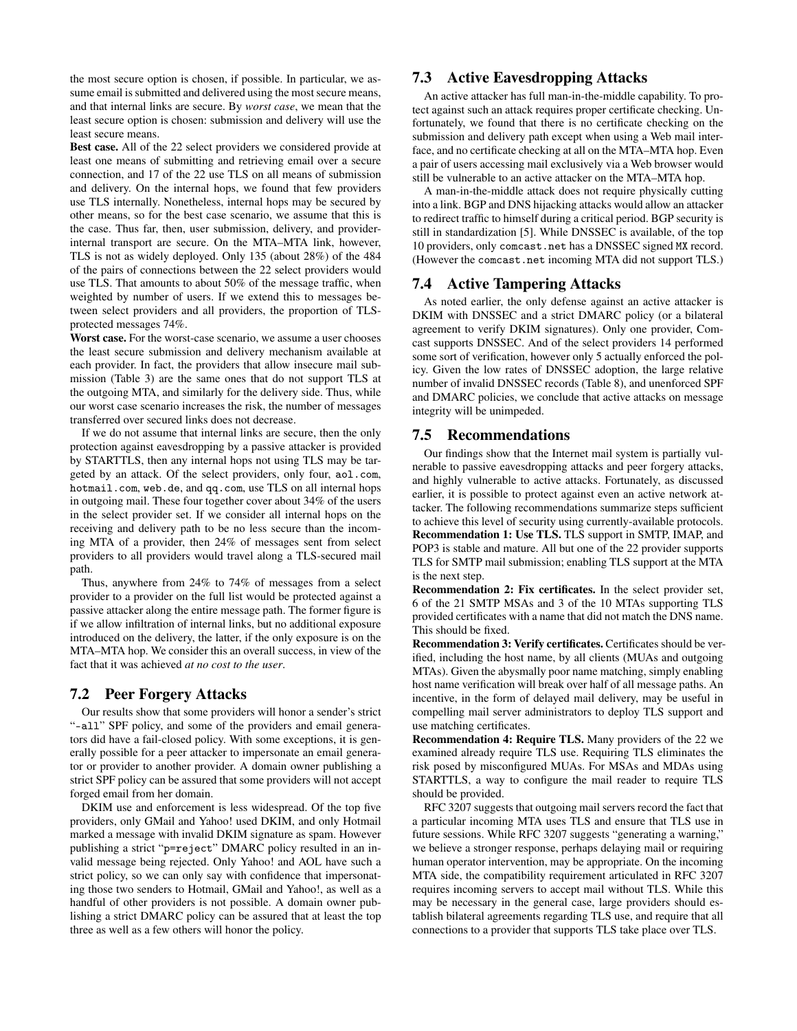the most secure option is chosen, if possible. In particular, we assume email is submitted and delivered using the most secure means, and that internal links are secure. By *worst case*, we mean that the least secure option is chosen: submission and delivery will use the least secure means.

**Best case.** All of the 22 select providers we considered provide at least one means of submitting and retrieving email over a secure connection, and 17 of the 22 use TLS on all means of submission and delivery. On the internal hops, we found that few providers use TLS internally. Nonetheless, internal hops may be secured by other means, so for the best case scenario, we assume that this is the case. Thus far, then, user submission, delivery, and provider-internal transport are secure. On the MTA–MTA link, however, TLS is not as widely deployed. Only 135 (about 28%) of the 484 of the pairs of connections between the 22 select providers would use TLS. That amounts to about 50% of the message traffic, when weighted by number of users. If we extend this to messages between select providers and all providers, the proportion of TLS-protected messages 74%.

**Worst case.** For the worst-case scenario, we assume a user chooses the least secure submission and delivery mechanism available at each provider. In fact, the providers that allow insecure mail submission (Table 3) are the same ones that do not support TLS at the outgoing MTA, and similarly for the delivery side. Thus, while our worst case scenario increases the risk, the number of messages transferred over secured links does not decrease.

If we do not assume that internal links are secure, then the only protection against eavesdropping by a passive attacker is provided by STARTTLS, then any internal hops not using TLS may be targeted by an attack. Of the select providers, only four, `aol.com`, `hotmail.com`, `web.de`, and `qq.com`, use TLS on all internal hops in outgoing mail. These four together cover about 34% of the users in the select provider set. If we consider all internal hops on the receiving and delivery path to be no less secure than the incoming MTA of a provider, then 24% of messages sent from select providers to all providers would travel along a TLS-secured mail path.

Thus, anywhere from 24% to 74% of messages from a select provider to a provider on the full list would be protected against a passive attacker along the entire message path. The former figure is if we allow infiltration of internal links, but no additional exposure introduced on the delivery, the latter, if the only exposure is on the MTA–MTA hop. We consider this an overall success, in view of the fact that it was achieved *at no cost to the user*.

## 7.2 Peer Forgery Attacks

Our results show that some providers will honor a sender's strict "`-all`" SPF policy, and some of the providers and email generators did have a fail-closed policy. With some exceptions, it is generally possible for a peer attacker to impersonate an email generator or provider to another provider. A domain owner publishing a strict SPF policy can be assured that some providers will not accept forged email from her domain.

DKIM use and enforcement is less widespread. Of the top five providers, only GMail and Yahoo! used DKIM, and only Hotmail marked a message with invalid DKIM signature as spam. However publishing a strict "`p=reject`" DMARC policy resulted in an invalid message being rejected. Only Yahoo! and AOL have such a strict policy, so we can only say with confidence that impersonating those two senders to Hotmail, GMail and Yahoo!, as well as a handful of other providers is not possible. A domain owner publishing a strict DMARC policy can be assured that at least the top three as well as a few others will honor the policy.

## 7.3 Active Eavesdropping Attacks

An active attacker has full man-in-the-middle capability. To protect against such an attack requires proper certificate checking. Unfortunately, we found that there is no certificate checking on the submission and delivery path except when using a Web mail interface, and no certificate checking at all on the MTA–MTA hop. Even a pair of users accessing mail exclusively via a Web browser would still be vulnerable to an active attacker on the MTA–MTA hop.

A man-in-the-middle attack does not require physically cutting into a link. BGP and DNS hijacking attacks would allow an attacker to redirect traffic to himself during a critical period. BGP security is still in standardization [5]. While DNSSEC is available, of the top 10 providers, only `comcast.net` has a DNSSEC signed `MX` record. (However the `comcast.net` incoming MTA did not support TLS.)

## 7.4 Active Tampering Attacks

As noted earlier, the only defense against an active attacker is DKIM with DNSSEC and a strict DMARC policy (or a bilateral agreement to verify DKIM signatures). Only one provider, Comcast supports DNSSEC. And of the select providers 14 performed some sort of verification, however only 5 actually enforced the policy. Given the low rates of DNSSEC adoption, the large relative number of invalid DNSSEC records (Table 8), and unenforced SPF and DMARC policies, we conclude that active attacks on message integrity will be unimpeded.

## 7.5 Recommendations

Our findings show that the Internet mail system is partially vulnerable to passive eavesdropping attacks and peer forgery attacks, and highly vulnerable to active attacks. Fortunately, as discussed earlier, it is possible to protect against even an active network attacker. The following recommendations summarize steps sufficient to achieve this level of security using currently-available protocols.

**Recommendation 1: Use TLS.** TLS support in SMTP, IMAP, and POP3 is stable and mature. All but one of the 22 provider supports TLS for SMTP mail submission; enabling TLS support at the MTA is the next step.

**Recommendation 2: Fix certificates.** In the select provider set, 6 of the 21 SMTP MSAs and 3 of the 10 MTAs supporting TLS provided certificates with a name that did not match the DNS name. This should be fixed.

**Recommendation 3: Verify certificates.** Certificates should be verified, including the host name, by all clients (MUAs and outgoing MTAs). Given the abysmally poor name matching, simply enabling host name verification will break over half of all message paths. An incentive, in the form of delayed mail delivery, may be useful in compelling mail server administrators to deploy TLS support and use matching certificates.

**Recommendation 4: Require TLS.** Many providers of the 22 we examined already require TLS use. Requiring TLS eliminates the risk posed by misconfigured MUAs. For MSAs and MDAs using STARTTLS, a way to configure the mail reader to require TLS should be provided.

RFC 3207 suggests that outgoing mail servers record the fact that a particular incoming MTA uses TLS and ensure that TLS use in future sessions. While RFC 3207 suggests "generating a warning," we believe a stronger response, perhaps delaying mail or requiring human operator intervention, may be appropriate. On the incoming MTA side, the compatibility requirement articulated in RFC 3207 requires incoming servers to accept mail without TLS. While this may be necessary in the general case, large providers should establish bilateral agreements regarding TLS use, and require that all connections to a provider that supports TLS take place over TLS.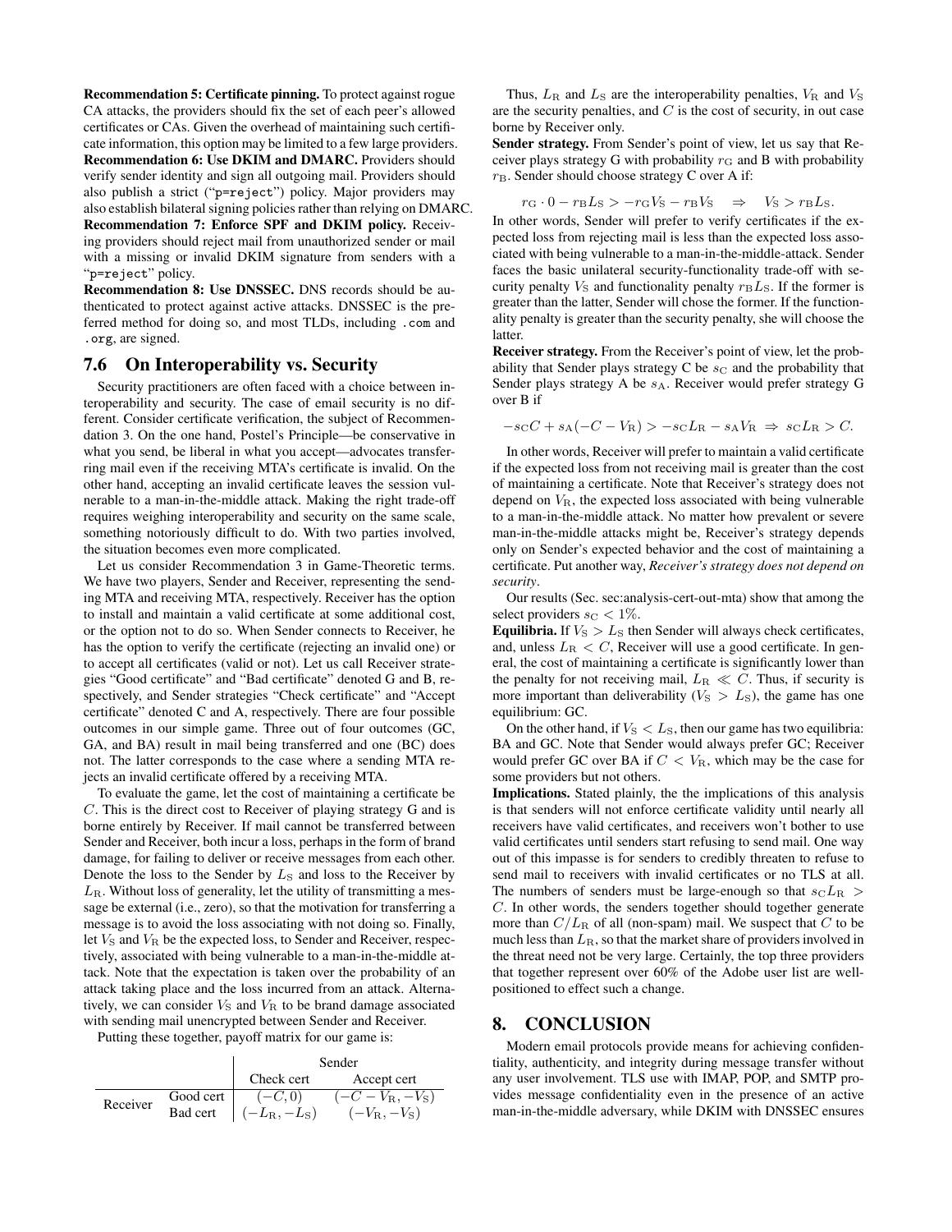**Recommendation 5: Certificate pinning.** To protect against rogue CA attacks, the providers should fix the set of each peer's allowed certificates or CAs. Given the overhead of maintaining such certificate information, this option may be limited to a few large providers.

**Recommendation 6: Use DKIM and DMARC.** Providers should verify sender identity and sign all outgoing mail. Providers should also publish a strict ("p=reject") policy. Major providers may also establish bilateral signing policies rather than relying on DMARC.

**Recommendation 7: Enforce SPF and DKIM policy.** Receiving providers should reject mail from unauthorized sender or mail with a missing or invalid DKIM signature from senders with a "p=reject" policy.

**Recommendation 8: Use DNSSEC.** DNS records should be authenticated to protect against active attacks. DNSSEC is the preferred method for doing so, and most TLDs, including .com and .org, are signed.

## 7.6 On Interoperability vs. Security

Security practitioners are often faced with a choice between interoperability and security. The case of email security is no different. Consider certificate verification, the subject of Recommendation 3. On the one hand, Postel's Principle—be conservative in what you send, be liberal in what you accept—advocates transferring mail even if the receiving MTA's certificate is invalid. On the other hand, accepting an invalid certificate leaves the session vulnerable to a man-in-the-middle attack. Making the right trade-off requires weighing interoperability and security on the same scale, something notoriously difficult to do. With two parties involved, the situation becomes even more complicated.

Let us consider Recommendation 3 in Game-Theoretic terms. We have two players, Sender and Receiver, representing the sending MTA and receiving MTA, respectively. Receiver has the option to install and maintain a valid certificate at some additional cost, or the option not to do so. When Sender connects to Receiver, he has the option to verify the certificate (rejecting an invalid one) or to accept all certificates (valid or not). Let us call Receiver strategies "Good certificate" and "Bad certificate" denoted G and B, respectively, and Sender strategies "Check certificate" and "Accept certificate" denoted C and A, respectively. There are four possible outcomes in our simple game. Three out of four outcomes (GC, GA, and BA) result in mail being transferred and one (BC) does not. The latter corresponds to the case where a sending MTA rejects an invalid certificate offered by a receiving MTA.

To evaluate the game, let the cost of maintaining a certificate be $C$. This is the direct cost to Receiver of playing strategy G and is borne entirely by Receiver. If mail cannot be transferred between Sender and Receiver, both incur a loss, perhaps in the form of brand damage, for failing to deliver or receive messages from each other. Denote the loss to the Sender by $L_{\mathrm{S}}$ and loss to the Receiver by $L_{\mathrm{R}}$. Without loss of generality, let the utility of transmitting a message be external (i.e., zero), so that the motivation for transferring a message is to avoid the loss associating with not doing so. Finally, let $V_{\mathrm{S}}$ and $V_{\mathrm{R}}$ be the expected loss, to Sender and Receiver, respectively, associated with being vulnerable to a man-in-the-middle attack. Note that the expectation is taken over the probability of an attack taking place and the loss incurred from an attack. Alternatively, we can consider $V_{\mathrm{S}}$ and $V_{\mathrm{R}}$ to be brand damage associated with sending mail unencrypted between Sender and Receiver.

Putting these together, payoff matrix for our game is:

| | | Sender | |
|---|---|---|---|
| | | Check cert | Accept cert |
| Receiver | Good cert | $(-C, 0)$ | $(-C - V_{\mathrm{R}}, -V_{\mathrm{S}})$ |
| | Bad cert | $(-L_{\mathrm{R}}, -L_{\mathrm{S}})$ | $(-V_{\mathrm{R}}, -V_{\mathrm{S}})$ |

Thus, $L_{\mathrm{R}}$ and $L_{\mathrm{S}}$ are the interoperability penalties, $V_{\mathrm{R}}$ and $V_{\mathrm{S}}$ are the security penalties, and $C$ is the cost of security, in out case borne by Receiver only.

**Sender strategy.** From Sender's point of view, let us say that Receiver plays strategy G with probability $r_{\mathrm{G}}$ and B with probability $r_{\mathrm{B}}$. Sender should choose strategy C over A if:

$$r_{\mathrm{G}} \cdot 0 - r_{\mathrm{B}} L_{\mathrm{S}} > -r_{\mathrm{G}} V_{\mathrm{S}} - r_{\mathrm{B}} V_{\mathrm{S}} \quad \Rightarrow \quad V_{\mathrm{S}} > r_{\mathrm{B}} L_{\mathrm{S}}.$$

In other words, Sender will prefer to verify certificates if the expected loss from rejecting mail is less than the expected loss associated with being vulnerable to a man-in-the-middle-attack. Sender faces the basic unilateral security-functionality trade-off with security penalty $V_{\mathrm{S}}$ and functionality penalty $r_{\mathrm{B}} L_{\mathrm{S}}$. If the former is greater than the latter, Sender will chose the former. If the functionality penalty is greater than the security penalty, she will choose the latter.

**Receiver strategy.** From the Receiver's point of view, let the probability that Sender plays strategy C be $s_{\mathrm{C}}$ and the probability that Sender plays strategy A be $s_{\mathrm{A}}$. Receiver would prefer strategy G over B if

$$-s_{\mathrm{C}} C + s_{\mathrm{A}}(-C - V_{\mathrm{R}}) > -s_{\mathrm{C}} L_{\mathrm{R}} - s_{\mathrm{A}} V_{\mathrm{R}} \;\Rightarrow\; s_{\mathrm{C}} L_{\mathrm{R}} > C.$$

In other words, Receiver will prefer to maintain a valid certificate if the expected loss from not receiving mail is greater than the cost of maintaining a certificate. Note that Receiver's strategy does not depend on $V_{\mathrm{R}}$, the expected loss associated with being vulnerable to a man-in-the-middle attack. No matter how prevalent or severe man-in-the-middle attacks might be, Receiver's strategy depends only on Sender's expected behavior and the cost of maintaining a certificate. Put another way, *Receiver's strategy does not depend on security*.

Our results (Sec. sec:analysis-cert-out-mta) show that among the select providers $s_{\mathrm{C}} < 1\%$.

**Equilibria.** If $V_{\mathrm{S}} > L_{\mathrm{S}}$ then Sender will always check certificates, and, unless $L_{\mathrm{R}} < C$, Receiver will use a good certificate. In general, the cost of maintaining a certificate is significantly lower than the penalty for not receiving mail, $L_{\mathrm{R}} \ll C$. Thus, if security is more important than deliverability ($V_{\mathrm{S}} > L_{\mathrm{S}}$), the game has one equilibrium: GC.

On the other hand, if $V_{\mathrm{S}} < L_{\mathrm{S}}$, then our game has two equilibria: BA and GC. Note that Sender would always prefer GC; Receiver would prefer GC over BA if $C < V_{\mathrm{R}}$, which may be the case for some providers but not others.

**Implications.** Stated plainly, the the implications of this analysis is that senders will not enforce certificate validity until nearly all receivers have valid certificates, and receivers won't bother to use valid certificates until senders start refusing to send mail. One way out of this impasse is for senders to credibly threaten to refuse to send mail to receivers with invalid certificates or no TLS at all. The numbers of senders must be large-enough so that $s_{\mathrm{C}} L_{\mathrm{R}} > C$. In other words, the senders together should together generate more than $C/L_{\mathrm{R}}$ of all (non-spam) mail. We suspect that $C$ to be much less than $L_{\mathrm{R}}$, so that the market share of providers involved in the threat need not be very large. Certainly, the top three providers that together represent over 60% of the Adobe user list are well-positioned to effect such a change.

# 8. CONCLUSION

Modern email protocols provide means for achieving confidentiality, authenticity, and integrity during message transfer without any user involvement. TLS use with IMAP, POP, and SMTP provides message confidentiality even in the presence of an active man-in-the-middle adversary, while DKIM with DNSSEC ensures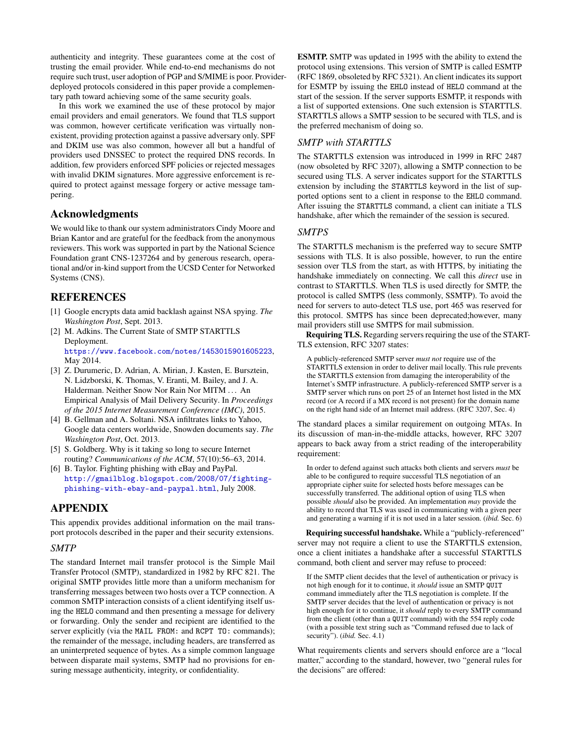authenticity and integrity. These guarantees come at the cost of trusting the email provider. While end-to-end mechanisms do not require such trust, user adoption of PGP and S/MIME is poor. Provider-deployed protocols considered in this paper provide a complementary path toward achieving some of the same security goals.

In this work we examined the use of these protocol by major email providers and email generators. We found that TLS support was common, however certificate verification was virtually non-existent, providing protection against a passive adversary only. SPF and DKIM use was also common, however all but a handful of providers used DNSSEC to protect the required DNS records. In addition, few providers enforced SPF policies or rejected messages with invalid DKIM signatures. More aggressive enforcement is required to protect against message forgery or active message tampering.

## Acknowledgments

We would like to thank our system administrators Cindy Moore and Brian Kantor and are grateful for the feedback from the anonymous reviewers. This work was supported in part by the National Science Foundation grant CNS-1237264 and by generous research, operational and/or in-kind support from the UCSD Center for Networked Systems (CNS).

## REFERENCES

[1] Google encrypts data amid backlash against NSA spying. *The Washington Post*, Sept. 2013.

[2] M. Adkins. The Current State of SMTP STARTTLS Deployment. https://www.facebook.com/notes/1453015901605223, May 2014.

[3] Z. Durumeric, D. Adrian, A. Mirian, J. Kasten, E. Bursztein, N. Lidzborski, K. Thomas, V. Eranti, M. Bailey, and J. A. Halderman. Neither Snow Nor Rain Nor MITM … An Empirical Analysis of Mail Delivery Security. In *Proceedings of the 2015 Internet Measurement Conference (IMC)*, 2015.

[4] B. Gellman and A. Soltani. NSA infiltrates links to Yahoo, Google data centers worldwide, Snowden documents say. *The Washington Post*, Oct. 2013.

[5] S. Goldberg. Why is it taking so long to secure Internet routing? *Communications of the ACM*, 57(10):56–63, 2014.

[6] B. Taylor. Fighting phishing with eBay and PayPal. http://gmailblog.blogspot.com/2008/07/fighting-phishing-with-ebay-and-paypal.html, July 2008.

## APPENDIX

This appendix provides additional information on the mail transport protocols described in the paper and their security extensions.

### *SMTP*

The standard Internet mail transfer protocol is the Simple Mail Transfer Protocol (SMTP), standardized in 1982 by RFC 821. The original SMTP provides little more than a uniform mechanism for transferring messages between two hosts over a TCP connection. A common SMTP interaction consists of a client identifying itself using the `HELO` command and then presenting a message for delivery or forwarding. Only the sender and recipient are identified to the server explicitly (via the `MAIL FROM:` and `RCPT TO:` commands); the remainder of the message, including headers, are transferred as an uninterpreted sequence of bytes. As a simple common language between disparate mail systems, SMTP had no provisions for ensuring message authenticity, integrity, or confidentiality.

**ESMTP.** SMTP was updated in 1995 with the ability to extend the protocol using extensions. This version of SMTP is called ESMTP (RFC 1869, obsoleted by RFC 5321). An client indicates its support for ESMTP by issuing the `EHLO` instead of `HELO` command at the start of the session. If the server supports ESMTP, it responds with a list of supported extensions. One such extension is STARTTLS. STARTTLS allows a SMTP session to be secured with TLS, and is the preferred mechanism of doing so.

### *SMTP with STARTTLS*

The STARTTLS extension was introduced in 1999 in RFC 2487 (now obsoleted by RFC 3207), allowing a SMTP connection to be secured using TLS. A server indicates support for the STARTTLS extension by including the `STARTTLS` keyword in the list of supported options sent to a client in response to the `EHLO` command. After issuing the `STARTTLS` command, a client can initiate a TLS handshake, after which the remainder of the session is secured.

### *SMTPS*

The STARTTLS mechanism is the preferred way to secure SMTP sessions with TLS. It is also possible, however, to run the entire session over TLS from the start, as with HTTPS, by initiating the handshake immediately on connecting. We call this *direct* use in contrast to STARTTLS. When TLS is used directly for SMTP, the protocol is called SMTPS (less commonly, SSMTP). To avoid the need for servers to auto-detect TLS use, port 465 was reserved for this protocol. SMTPS has since been deprecated;however, many mail providers still use SMTPS for mail submission.

**Requiring TLS.** Regarding servers requiring the use of the STARTTLS extension, RFC 3207 states:

> A publicly-referenced SMTP server *must not* require use of the STARTTLS extension in order to deliver mail locally. This rule prevents the STARTTLS extension from damaging the interoperability of the Internet's SMTP infrastructure. A publicly-referenced SMTP server is a SMTP server which runs on port 25 of an Internet host listed in the MX record (or A record if a MX record is not present) for the domain name on the right hand side of an Internet mail address. (RFC 3207, Sec. 4)

The standard places a similar requirement on outgoing MTAs. In its discussion of man-in-the-middle attacks, however, RFC 3207 appears to back away from a strict reading of the interoperability requirement:

> In order to defend against such attacks both clients and servers *must* be able to be configured to require successful TLS negotiation of an appropriate cipher suite for selected hosts before messages can be successfully transferred. The additional option of using TLS when possible *should* also be provided. An implementation *may* provide the ability to record that TLS was used in communicating with a given peer and generating a warning if it is not used in a later session. (*ibid.* Sec. 6)

**Requiring successful handshake.** While a "publicly-referenced" server may not require a client to use the STARTTLS extension, once a client initiates a handshake after a successful STARTTLS command, both client and server may refuse to proceed:

> If the SMTP client decides that the level of authentication or privacy is not high enough for it to continue, it *should* issue an SMTP `QUIT` command immediately after the TLS negotiation is complete. If the SMTP server decides that the level of authentication or privacy is not high enough for it to continue, it *should* reply to every SMTP command from the client (other than a `QUIT` command) with the 554 reply code (with a possible text string such as "Command refused due to lack of security"). (*ibid.* Sec. 4.1)

What requirements clients and servers should enforce are a "local matter," according to the standard, however, two "general rules for the decisions" are offered: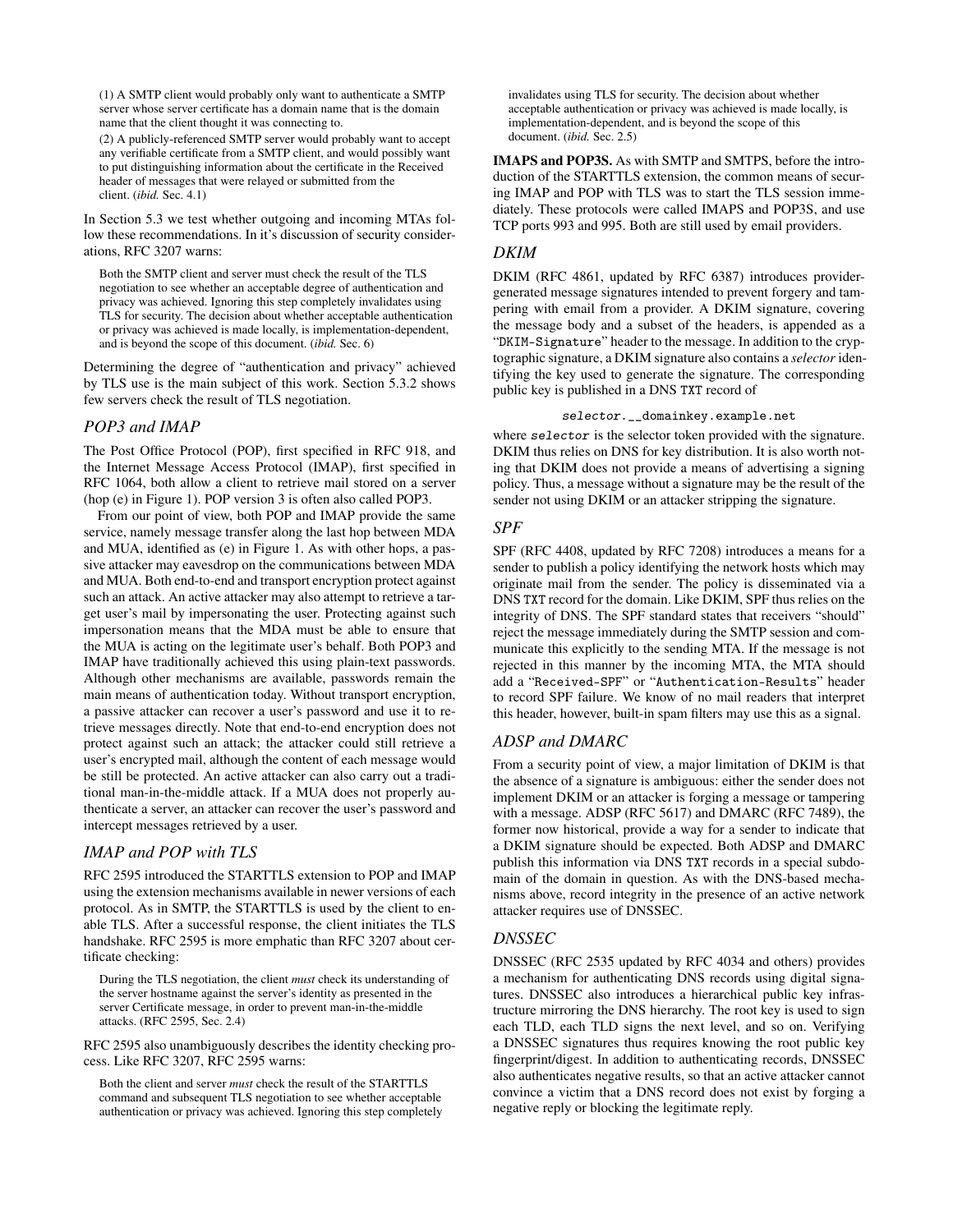> (1) A SMTP client would probably only want to authenticate a SMTP server whose server certificate has a domain name that is the domain name that the client thought it was connecting to.
>
> (2) A publicly-referenced SMTP server would probably want to accept any verifiable certificate from a SMTP client, and would possibly want to put distinguishing information about the certificate in the Received header of messages that were relayed or submitted from the client. (*ibid.* Sec. 4.1)

In Section 5.3 we test whether outgoing and incoming MTAs follow these recommendations. In it's discussion of security considerations, RFC 3207 warns:

> Both the SMTP client and server must check the result of the TLS negotiation to see whether an acceptable degree of authentication and privacy was achieved. Ignoring this step completely invalidates using TLS for security. The decision about whether acceptable authentication or privacy was achieved is made locally, is implementation-dependent, and is beyond the scope of this document. (*ibid.* Sec. 6)

Determining the degree of "authentication and privacy" achieved by TLS use is the main subject of this work. Section 5.3.2 shows few servers check the result of TLS negotiation.

### *POP3 and IMAP*

The Post Office Protocol (POP), first specified in RFC 918, and the Internet Message Access Protocol (IMAP), first specified in RFC 1064, both allow a client to retrieve mail stored on a server (hop (e) in Figure 1). POP version 3 is often also called POP3.

From our point of view, both POP and IMAP provide the same service, namely message transfer along the last hop between MDA and MUA, identified as (e) in Figure 1. As with other hops, a passive attacker may eavesdrop on the communications between MDA and MUA. Both end-to-end and transport encryption protect against such an attack. An active attacker may also attempt to retrieve a target user's mail by impersonating the user. Protecting against such impersonation means that the MDA must be able to ensure that the MUA is acting on the legitimate user's behalf. Both POP3 and IMAP have traditionally achieved this using plain-text passwords. Although other mechanisms are available, passwords remain the main means of authentication today. Without transport encryption, a passive attacker can recover a user's password and use it to retrieve messages directly. Note that end-to-end encryption does not protect against such an attack; the attacker could still retrieve a user's encrypted mail, although the content of each message would be still be protected. An active attacker can also carry out a traditional man-in-the-middle attack. If a MUA does not properly authenticate a server, an attacker can recover the user's password and intercept messages retrieved by a user.

### *IMAP and POP with TLS*

RFC 2595 introduced the STARTTLS extension to POP and IMAP using the extension mechanisms available in newer versions of each protocol. As in SMTP, the STARTTLS is used by the client to enable TLS. After a successful response, the client initiates the TLS handshake. RFC 2595 is more emphatic than RFC 3207 about certificate checking:

> During the TLS negotiation, the client *must* check its understanding of the server hostname against the server's identity as presented in the server Certificate message, in order to prevent man-in-the-middle attacks. (RFC 2595, Sec. 2.4)

RFC 2595 also unambiguously describes the identity checking process. Like RFC 3207, RFC 2595 warns:

> Both the client and server *must* check the result of the STARTTLS command and subsequent TLS negotiation to see whether acceptable authentication or privacy was achieved. Ignoring this step completely invalidates using TLS for security. The decision about whether acceptable authentication or privacy was achieved is made locally, is implementation-dependent, and is beyond the scope of this document. (*ibid.* Sec. 2.5)

**IMAPS and POP3S.** As with SMTP and SMTPS, before the introduction of the STARTTLS extension, the common means of securing IMAP and POP with TLS was to start the TLS session immediately. These protocols were called IMAPS and POP3S, and use TCP ports 993 and 995. Both are still used by email providers.

### *DKIM*

DKIM (RFC 4861, updated by RFC 6387) introduces provider-generated message signatures intended to prevent forgery and tampering with email from a provider. A DKIM signature, covering the message body and a subset of the headers, is appended as a "`DKIM-Signature`" header to the message. In addition to the cryptographic signature, a DKIM signature also contains a *selector* identifying the key used to generate the signature. The corresponding public key is published in a DNS `TXT` record of

```
selector.__domainkey.example.net
```

where *`selector`* is the selector token provided with the signature. DKIM thus relies on DNS for key distribution. It is also worth noting that DKIM does not provide a means of advertising a signing policy. Thus, a message without a signature may be the result of the sender not using DKIM or an attacker stripping the signature.

### *SPF*

SPF (RFC 4408, updated by RFC 7208) introduces a means for a sender to publish a policy identifying the network hosts which may originate mail from the sender. The policy is disseminated via a DNS `TXT` record for the domain. Like DKIM, SPF thus relies on the integrity of DNS. The SPF standard states that receivers "should" reject the message immediately during the SMTP session and communicate this explicitly to the sending MTA. If the message is not rejected in this manner by the incoming MTA, the MTA should add a "`Received-SPF`" or "`Authentication-Results`" header to record SPF failure. We know of no mail readers that interpret this header, however, built-in spam filters may use this as a signal.

### *ADSP and DMARC*

From a security point of view, a major limitation of DKIM is that the absence of a signature is ambiguous: either the sender does not implement DKIM or an attacker is forging a message or tampering with a message. ADSP (RFC 5617) and DMARC (RFC 7489), the former now historical, provide a way for a sender to indicate that a DKIM signature should be expected. Both ADSP and DMARC publish this information via DNS `TXT` records in a special subdomain of the domain in question. As with the DNS-based mechanisms above, record integrity in the presence of an active network attacker requires use of DNSSEC.

### *DNSSEC*

DNSSEC (RFC 2535 updated by RFC 4034 and others) provides a mechanism for authenticating DNS records using digital signatures. DNSSEC also introduces a hierarchical public key infrastructure mirroring the DNS hierarchy. The root key is used to sign each TLD, each TLD signs the next level, and so on. Verifying a DNSSEC signatures thus requires knowing the root public key fingerprint/digest. In addition to authenticating records, DNSSEC also authenticates negative results, so that an active attacker cannot convince a victim that a DNS record does not exist by forging a negative reply or blocking the legitimate reply.